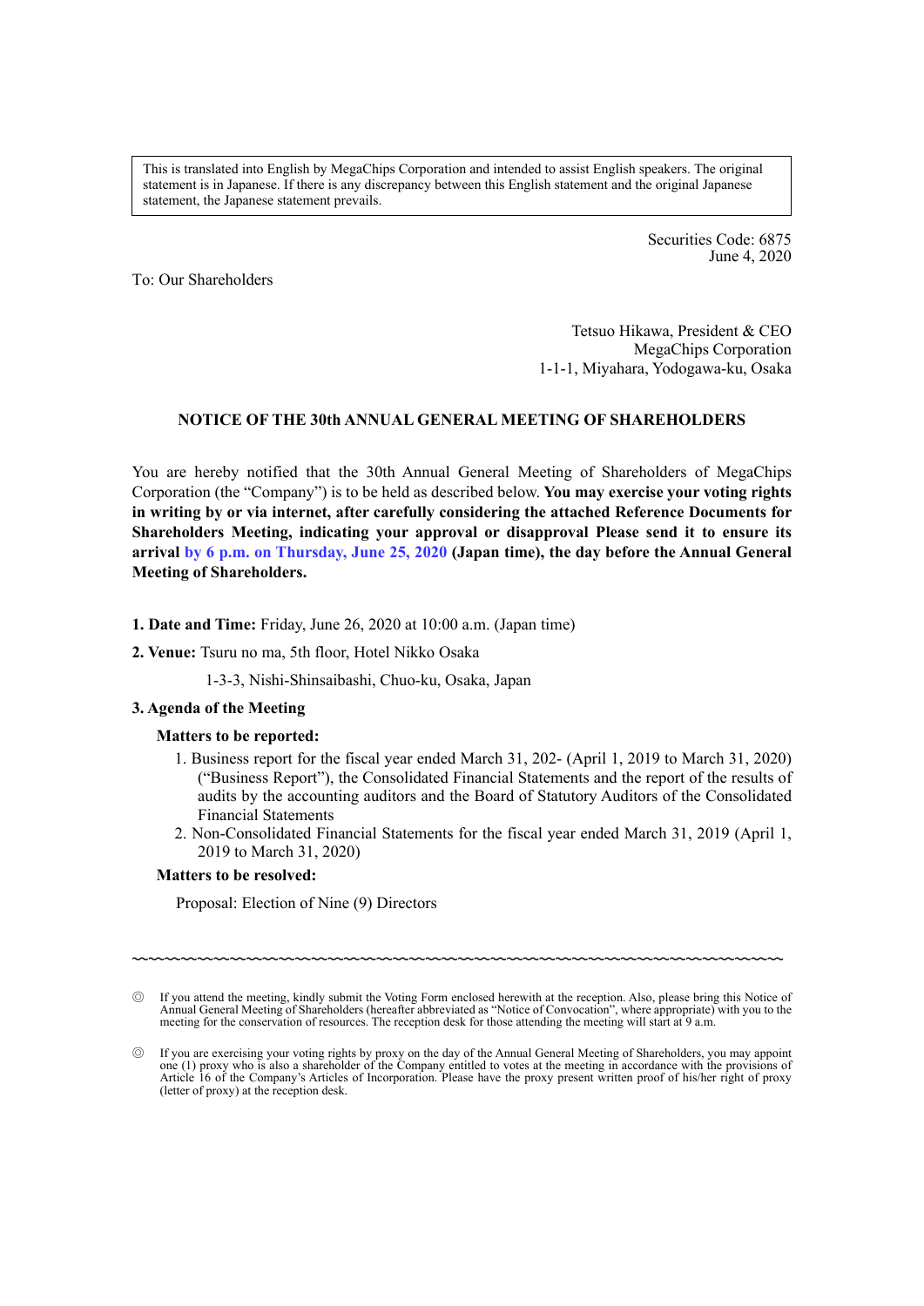This is translated into English by MegaChips Corporation and intended to assist English speakers. The original statement is in Japanese. If there is any discrepancy between this English statement and the original Japanese statement, the Japanese statement prevails.

Securities Code: 6875
June 4, 2020

To: Our Shareholders

Tetsuo Hikawa, President & CEO
MegaChips Corporation
1-1-1, Miyahara, Yodogawa-ku, Osaka

## NOTICE OF THE 30th ANNUAL GENERAL MEETING OF SHAREHOLDERS

You are hereby notified that the 30th Annual General Meeting of Shareholders of MegaChips Corporation (the "Company") is to be held as described below. **You may exercise your voting rights in writing by or via internet, after carefully considering the attached Reference Documents for Shareholders Meeting, indicating your approval or disapproval Please send it to ensure its arrival by 6 p.m. on Thursday, June 25, 2020 (Japan time), the day before the Annual General Meeting of Shareholders.**

**1. Date and Time:** Friday, June 26, 2020 at 10:00 a.m. (Japan time)

**2. Venue:** Tsuru no ma, 5th floor, Hotel Nikko Osaka

1-3-3, Nishi-Shinsaibashi, Chuo-ku, Osaka, Japan

**3. Agenda of the Meeting**

**Matters to be reported:**

1. Business report for the fiscal year ended March 31, 202- (April 1, 2019 to March 31, 2020) ("Business Report"), the Consolidated Financial Statements and the report of the results of audits by the accounting auditors and the Board of Statutory Auditors of the Consolidated Financial Statements
2. Non-Consolidated Financial Statements for the fiscal year ended March 31, 2019 (April 1, 2019 to March 31, 2020)

**Matters to be resolved:**

Proposal: Election of Nine (9) Directors

---

◎ If you attend the meeting, kindly submit the Voting Form enclosed herewith at the reception. Also, please bring this Notice of Annual General Meeting of Shareholders (hereafter abbreviated as "Notice of Convocation", where appropriate) with you to the meeting for the conservation of resources. The reception desk for those attending the meeting will start at 9 a.m.

◎ If you are exercising your voting rights by proxy on the day of the Annual General Meeting of Shareholders, you may appoint one (1) proxy who is also a shareholder of the Company entitled to votes at the meeting in accordance with the provisions of Article 16 of the Company's Articles of Incorporation. Please have the proxy present written proof of his/her right of proxy (letter of proxy) at the reception desk.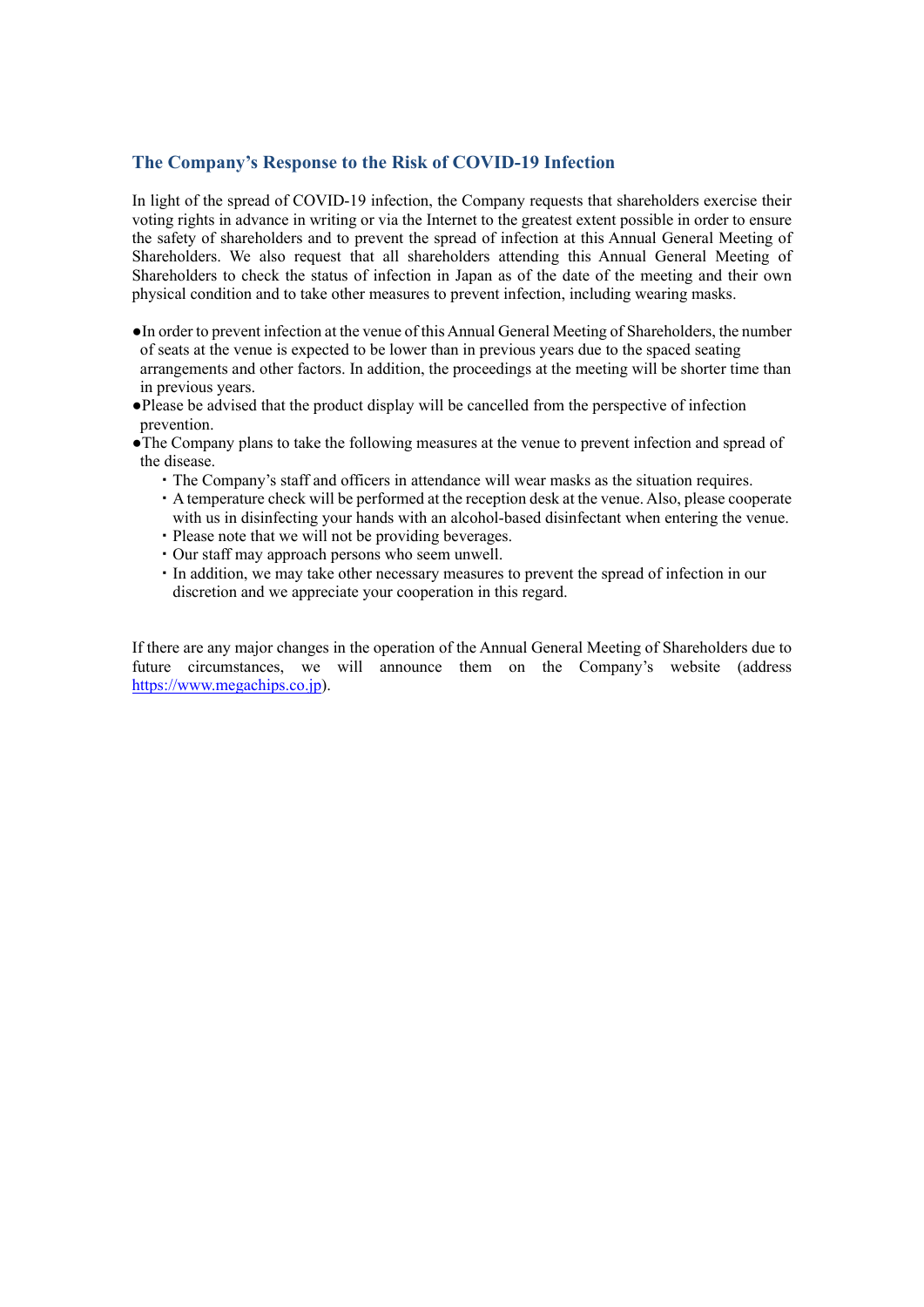## The Company's Response to the Risk of COVID-19 Infection

In light of the spread of COVID-19 infection, the Company requests that shareholders exercise their voting rights in advance in writing or via the Internet to the greatest extent possible in order to ensure the safety of shareholders and to prevent the spread of infection at this Annual General Meeting of Shareholders. We also request that all shareholders attending this Annual General Meeting of Shareholders to check the status of infection in Japan as of the date of the meeting and their own physical condition and to take other measures to prevent infection, including wearing masks.

- In order to prevent infection at the venue of this Annual General Meeting of Shareholders, the number of seats at the venue is expected to be lower than in previous years due to the spaced seating arrangements and other factors. In addition, the proceedings at the meeting will be shorter time than in previous years.
- Please be advised that the product display will be cancelled from the perspective of infection prevention.
- The Company plans to take the following measures at the venue to prevent infection and spread of the disease.
    - The Company's staff and officers in attendance will wear masks as the situation requires.
    - A temperature check will be performed at the reception desk at the venue. Also, please cooperate with us in disinfecting your hands with an alcohol-based disinfectant when entering the venue.
    - Please note that we will not be providing beverages.
    - Our staff may approach persons who seem unwell.
    - In addition, we may take other necessary measures to prevent the spread of infection in our discretion and we appreciate your cooperation in this regard.

If there are any major changes in the operation of the Annual General Meeting of Shareholders due to future circumstances, we will announce them on the Company's website (address https://www.megachips.co.jp).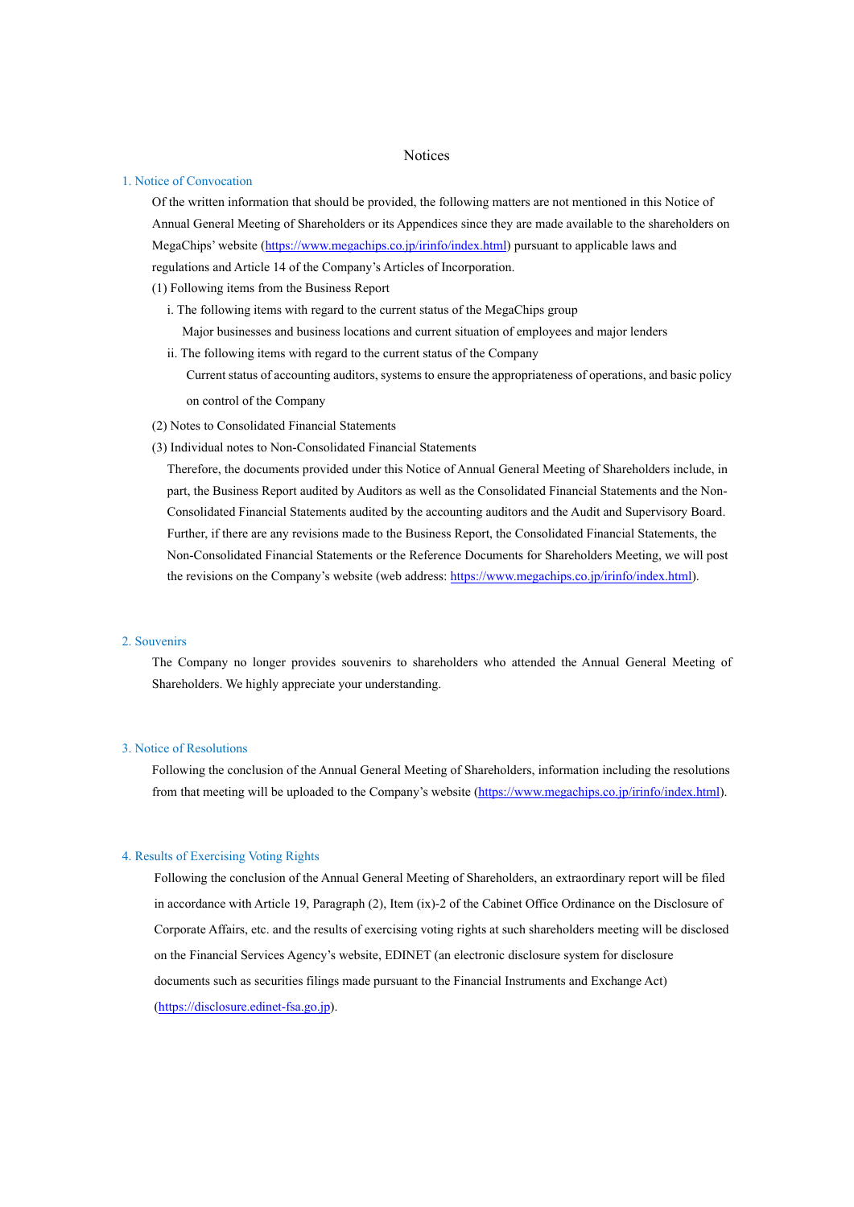# Notices

## 1. Notice of Convocation

Of the written information that should be provided, the following matters are not mentioned in this Notice of Annual General Meeting of Shareholders or its Appendices since they are made available to the shareholders on MegaChips' website (https://www.megachips.co.jp/irinfo/index.html) pursuant to applicable laws and regulations and Article 14 of the Company's Articles of Incorporation.

(1) Following items from the Business Report

i. The following items with regard to the current status of the MegaChips group

Major businesses and business locations and current situation of employees and major lenders

ii. The following items with regard to the current status of the Company

Current status of accounting auditors, systems to ensure the appropriateness of operations, and basic policy on control of the Company

(2) Notes to Consolidated Financial Statements

(3) Individual notes to Non-Consolidated Financial Statements

Therefore, the documents provided under this Notice of Annual General Meeting of Shareholders include, in part, the Business Report audited by Auditors as well as the Consolidated Financial Statements and the Non-Consolidated Financial Statements audited by the accounting auditors and the Audit and Supervisory Board. Further, if there are any revisions made to the Business Report, the Consolidated Financial Statements, the Non-Consolidated Financial Statements or the Reference Documents for Shareholders Meeting, we will post the revisions on the Company's website (web address: https://www.megachips.co.jp/irinfo/index.html).

## 2. Souvenirs

The Company no longer provides souvenirs to shareholders who attended the Annual General Meeting of Shareholders. We highly appreciate your understanding.

## 3. Notice of Resolutions

Following the conclusion of the Annual General Meeting of Shareholders, information including the resolutions from that meeting will be uploaded to the Company's website (https://www.megachips.co.jp/irinfo/index.html).

## 4. Results of Exercising Voting Rights

Following the conclusion of the Annual General Meeting of Shareholders, an extraordinary report will be filed in accordance with Article 19, Paragraph (2), Item (ix)-2 of the Cabinet Office Ordinance on the Disclosure of Corporate Affairs, etc. and the results of exercising voting rights at such shareholders meeting will be disclosed on the Financial Services Agency's website, EDINET (an electronic disclosure system for disclosure documents such as securities filings made pursuant to the Financial Instruments and Exchange Act) (https://disclosure.edinet-fsa.go.jp).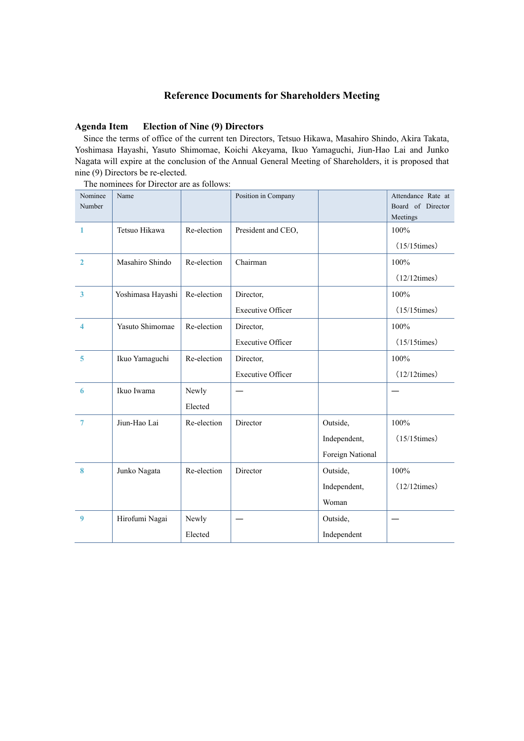## Reference Documents for Shareholders Meeting

**Agenda Item Election of Nine (9) Directors**

Since the terms of office of the current ten Directors, Tetsuo Hikawa, Masahiro Shindo, Akira Takata, Yoshimasa Hayashi, Yasuto Shimomae, Koichi Akeyama, Ikuo Yamaguchi, Jiun-Hao Lai and Junko Nagata will expire at the conclusion of the Annual General Meeting of Shareholders, it is proposed that nine (9) Directors be re-elected.

The nominees for Director are as follows:

| Nominee Number | Name | | Position in Company | | Attendance Rate at Board of Director Meetings |
|---|---|---|---|---|---|
| 1 | Tetsuo Hikawa | Re-election | President and CEO, | | 100% （15/15times） |
| 2 | Masahiro Shindo | Re-election | Chairman | | 100% （12/12times） |
| 3 | Yoshimasa Hayashi | Re-election | Director, Executive Officer | | 100% （15/15times） |
| 4 | Yasuto Shimomae | Re-election | Director, Executive Officer | | 100% （15/15times） |
| 5 | Ikuo Yamaguchi | Re-election | Director, Executive Officer | | 100% （12/12times） |
| 6 | Ikuo Iwama | Newly Elected | — | | — |
| 7 | Jiun-Hao Lai | Re-election | Director | Outside, Independent, Foreign National | 100% （15/15times） |
| 8 | Junko Nagata | Re-election | Director | Outside, Independent, Woman | 100% （12/12times） |
| 9 | Hirofumi Nagai | Newly Elected | — | Outside, Independent | — |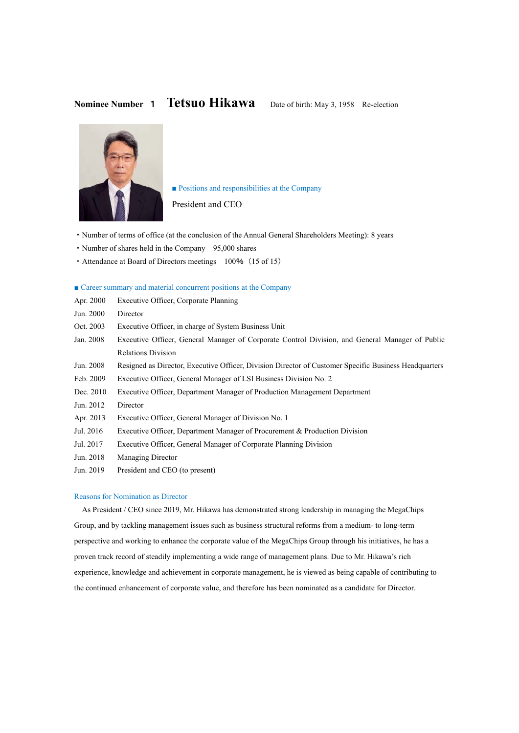**Nominee Number 1 Tetsuo Hikawa** Date of birth: May 3, 1958 Re-election

■ Positions and responsibilities at the Company

President and CEO

- Number of terms of office (at the conclusion of the Annual General Shareholders Meeting): 8 years
- Number of shares held in the Company 95,000 shares
- Attendance at Board of Directors meetings 100%（15 of 15）

■ Career summary and material concurrent positions at the Company

| | |
|---|---|
| Apr. 2000 | Executive Officer, Corporate Planning |
| Jun. 2000 | Director |
| Oct. 2003 | Executive Officer, in charge of System Business Unit |
| Jan. 2008 | Executive Officer, General Manager of Corporate Control Division, and General Manager of Public Relations Division |
| Jun. 2008 | Resigned as Director, Executive Officer, Division Director of Customer Specific Business Headquarters |
| Feb. 2009 | Executive Officer, General Manager of LSI Business Division No. 2 |
| Dec. 2010 | Executive Officer, Department Manager of Production Management Department |
| Jun. 2012 | Director |
| Apr. 2013 | Executive Officer, General Manager of Division No. 1 |
| Jul. 2016 | Executive Officer, Department Manager of Procurement & Production Division |
| Jul. 2017 | Executive Officer, General Manager of Corporate Planning Division |
| Jun. 2018 | Managing Director |
| Jun. 2019 | President and CEO (to present) |

Reasons for Nomination as Director

As President / CEO since 2019, Mr. Hikawa has demonstrated strong leadership in managing the MegaChips Group, and by tackling management issues such as business structural reforms from a medium- to long-term perspective and working to enhance the corporate value of the MegaChips Group through his initiatives, he has a proven track record of steadily implementing a wide range of management plans. Due to Mr. Hikawa's rich experience, knowledge and achievement in corporate management, he is viewed as being capable of contributing to the continued enhancement of corporate value, and therefore has been nominated as a candidate for Director.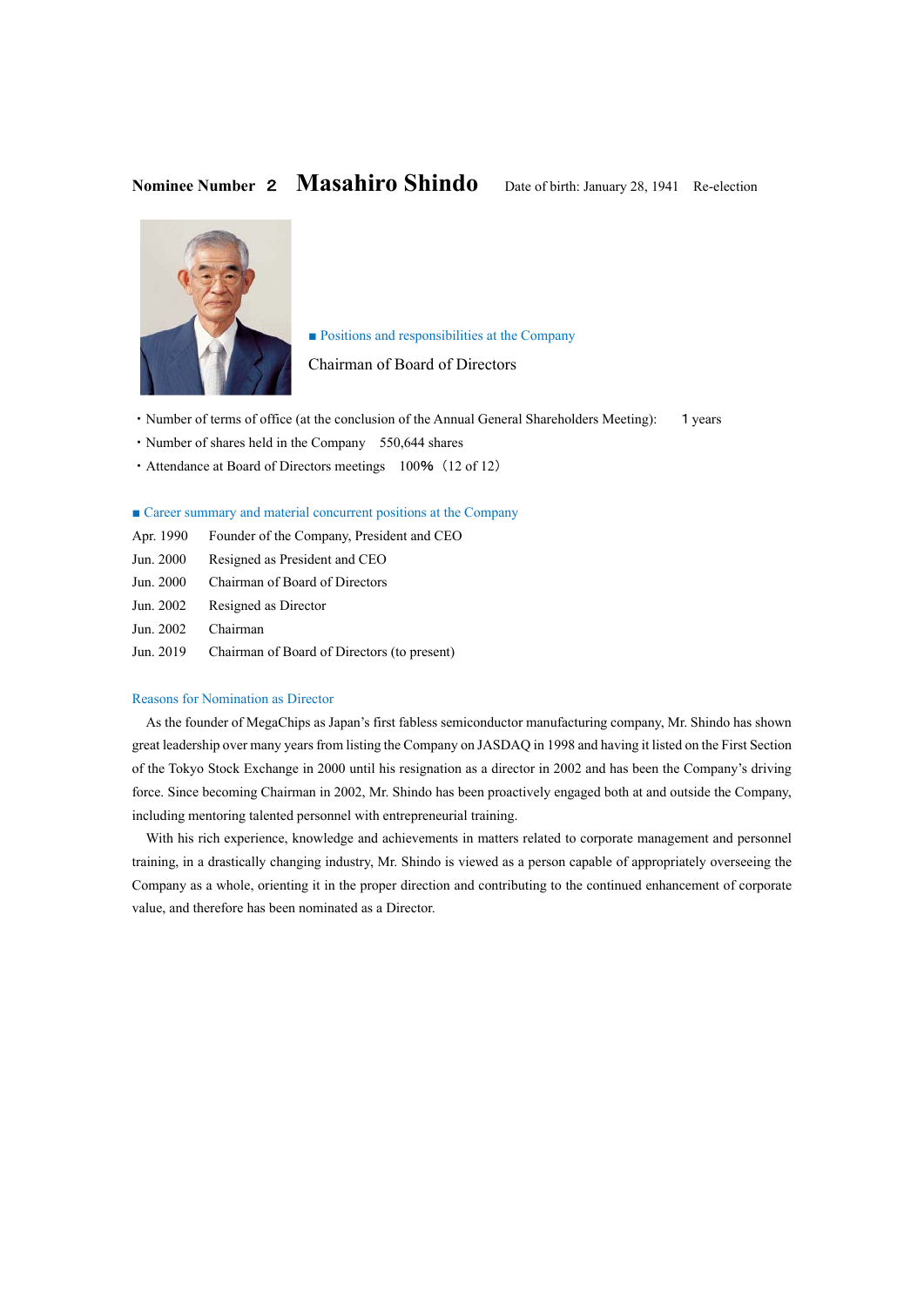**Nominee Number 2** **Masahiro Shindo** Date of birth: January 28, 1941 Re-election

■ Positions and responsibilities at the Company

Chairman of Board of Directors

- Number of terms of office (at the conclusion of the Annual General Shareholders Meeting): 1 years
- Number of shares held in the Company 550,644 shares
- Attendance at Board of Directors meetings 100%（12 of 12）

■ Career summary and material concurrent positions at the Company

| | |
|---|---|
| Apr. 1990 | Founder of the Company, President and CEO |
| Jun. 2000 | Resigned as President and CEO |
| Jun. 2000 | Chairman of Board of Directors |
| Jun. 2002 | Resigned as Director |
| Jun. 2002 | Chairman |
| Jun. 2019 | Chairman of Board of Directors (to present) |

Reasons for Nomination as Director

As the founder of MegaChips as Japan's first fabless semiconductor manufacturing company, Mr. Shindo has shown great leadership over many years from listing the Company on JASDAQ in 1998 and having it listed on the First Section of the Tokyo Stock Exchange in 2000 until his resignation as a director in 2002 and has been the Company's driving force. Since becoming Chairman in 2002, Mr. Shindo has been proactively engaged both at and outside the Company, including mentoring talented personnel with entrepreneurial training.

With his rich experience, knowledge and achievements in matters related to corporate management and personnel training, in a drastically changing industry, Mr. Shindo is viewed as a person capable of appropriately overseeing the Company as a whole, orienting it in the proper direction and contributing to the continued enhancement of corporate value, and therefore has been nominated as a Director.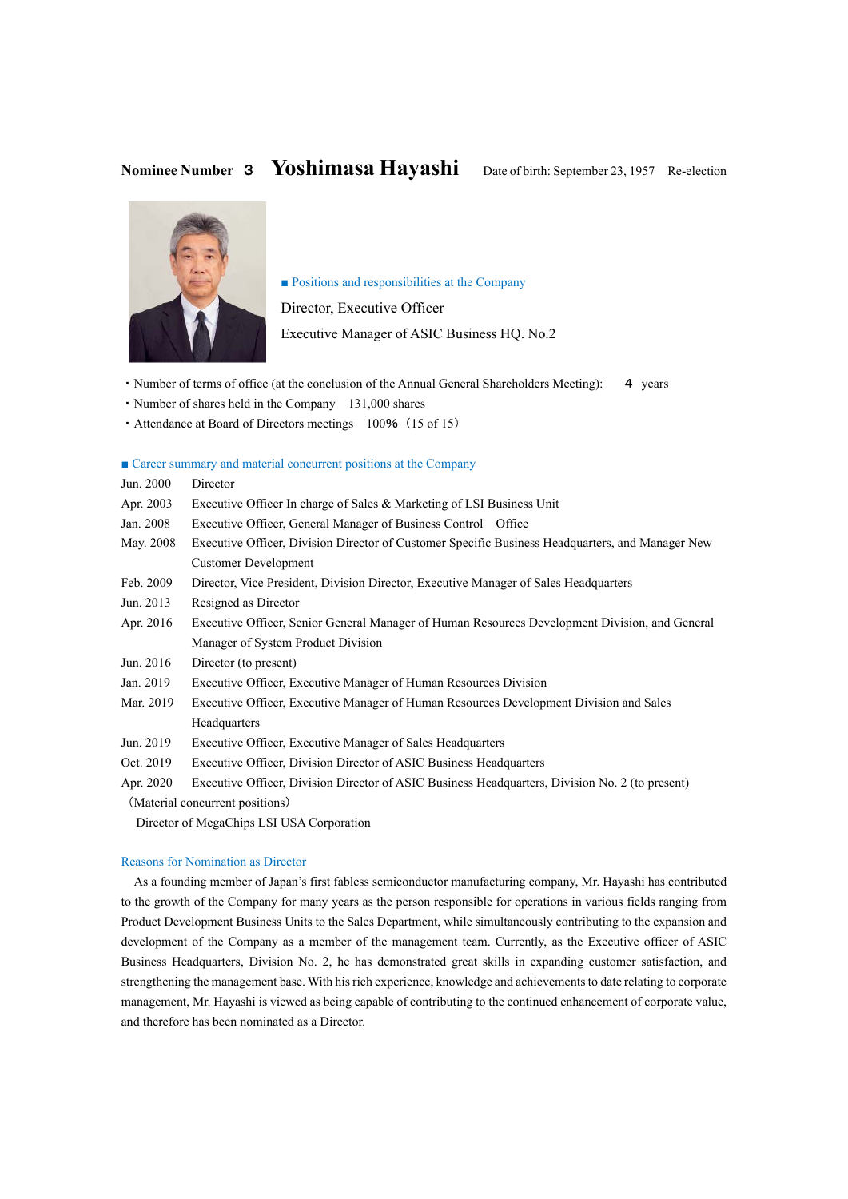**Nominee Number 3** **Yoshimasa Hayashi** Date of birth: September 23, 1957 Re-election

■ Positions and responsibilities at the Company

Director, Executive Officer

Executive Manager of ASIC Business HQ. No.2

・Number of terms of office (at the conclusion of the Annual General Shareholders Meeting): 4 years
・Number of shares held in the Company 131,000 shares
・Attendance at Board of Directors meetings 100%（15 of 15）

■ Career summary and material concurrent positions at the Company

| | |
|---|---|
| Jun. 2000 | Director |
| Apr. 2003 | Executive Officer In charge of Sales & Marketing of LSI Business Unit |
| Jan. 2008 | Executive Officer, General Manager of Business Control Office |
| May. 2008 | Executive Officer, Division Director of Customer Specific Business Headquarters, and Manager New Customer Development |
| Feb. 2009 | Director, Vice President, Division Director, Executive Manager of Sales Headquarters |
| Jun. 2013 | Resigned as Director |
| Apr. 2016 | Executive Officer, Senior General Manager of Human Resources Development Division, and General Manager of System Product Division |
| Jun. 2016 | Director (to present) |
| Jan. 2019 | Executive Officer, Executive Manager of Human Resources Division |
| Mar. 2019 | Executive Officer, Executive Manager of Human Resources Development Division and Sales Headquarters |
| Jun. 2019 | Executive Officer, Executive Manager of Sales Headquarters |
| Oct. 2019 | Executive Officer, Division Director of ASIC Business Headquarters |
| Apr. 2020 | Executive Officer, Division Director of ASIC Business Headquarters, Division No. 2 (to present) |

（Material concurrent positions）

Director of MegaChips LSI USA Corporation

Reasons for Nomination as Director

As a founding member of Japan's first fabless semiconductor manufacturing company, Mr. Hayashi has contributed to the growth of the Company for many years as the person responsible for operations in various fields ranging from Product Development Business Units to the Sales Department, while simultaneously contributing to the expansion and development of the Company as a member of the management team. Currently, as the Executive officer of ASIC Business Headquarters, Division No. 2, he has demonstrated great skills in expanding customer satisfaction, and strengthening the management base. With his rich experience, knowledge and achievements to date relating to corporate management, Mr. Hayashi is viewed as being capable of contributing to the continued enhancement of corporate value, and therefore has been nominated as a Director.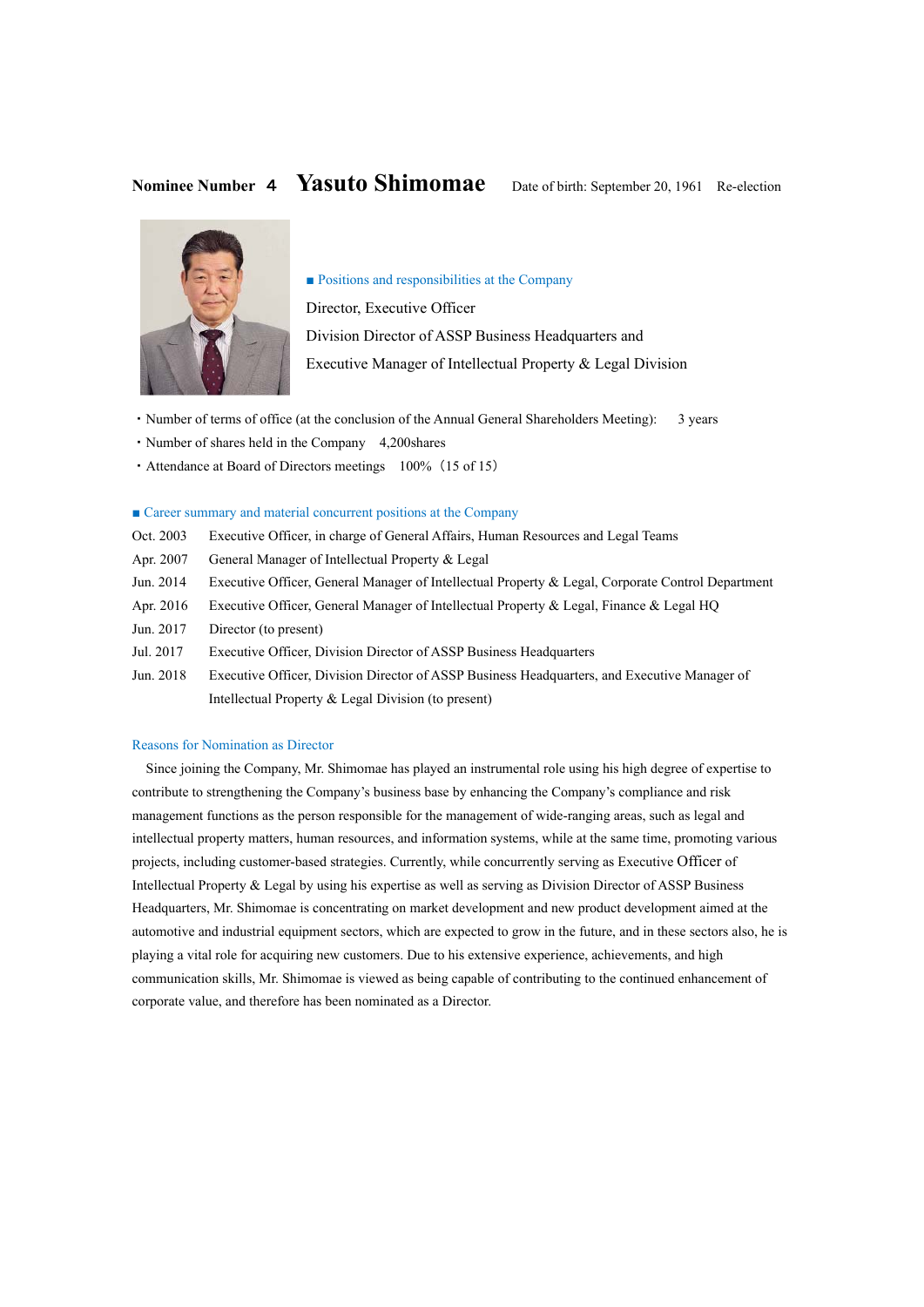**Nominee Number 4** **Yasuto Shimomae** Date of birth: September 20, 1961 Re-election

■ Positions and responsibilities at the Company

Director, Executive Officer

Division Director of ASSP Business Headquarters and

Executive Manager of Intellectual Property & Legal Division

- Number of terms of office (at the conclusion of the Annual General Shareholders Meeting): 3 years
- Number of shares held in the Company 4,200shares
- Attendance at Board of Directors meetings 100%（15 of 15）

■ Career summary and material concurrent positions at the Company

| | |
|---|---|
| Oct. 2003 | Executive Officer, in charge of General Affairs, Human Resources and Legal Teams |
| Apr. 2007 | General Manager of Intellectual Property & Legal |
| Jun. 2014 | Executive Officer, General Manager of Intellectual Property & Legal, Corporate Control Department |
| Apr. 2016 | Executive Officer, General Manager of Intellectual Property & Legal, Finance & Legal HQ |
| Jun. 2017 | Director (to present) |
| Jul. 2017 | Executive Officer, Division Director of ASSP Business Headquarters |
| Jun. 2018 | Executive Officer, Division Director of ASSP Business Headquarters, and Executive Manager of Intellectual Property & Legal Division (to present) |

Reasons for Nomination as Director

Since joining the Company, Mr. Shimomae has played an instrumental role using his high degree of expertise to contribute to strengthening the Company's business base by enhancing the Company's compliance and risk management functions as the person responsible for the management of wide-ranging areas, such as legal and intellectual property matters, human resources, and information systems, while at the same time, promoting various projects, including customer-based strategies. Currently, while concurrently serving as Executive Officer of Intellectual Property & Legal by using his expertise as well as serving as Division Director of ASSP Business Headquarters, Mr. Shimomae is concentrating on market development and new product development aimed at the automotive and industrial equipment sectors, which are expected to grow in the future, and in these sectors also, he is playing a vital role for acquiring new customers. Due to his extensive experience, achievements, and high communication skills, Mr. Shimomae is viewed as being capable of contributing to the continued enhancement of corporate value, and therefore has been nominated as a Director.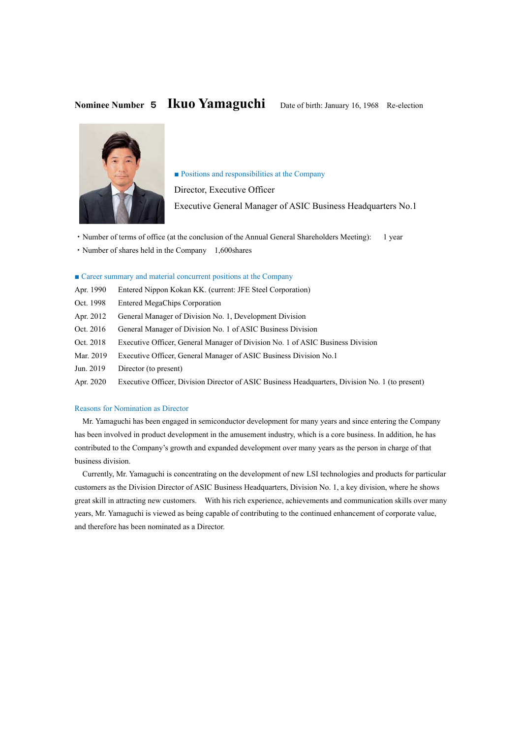**Nominee Number 5** **Ikuo Yamaguchi** Date of birth: January 16, 1968 Re-election

■ Positions and responsibilities at the Company

Director, Executive Officer

Executive General Manager of ASIC Business Headquarters No.1

・Number of terms of office (at the conclusion of the Annual General Shareholders Meeting): 1 year

・Number of shares held in the Company 1,600shares

■ Career summary and material concurrent positions at the Company

| | |
|---|---|
| Apr. 1990 | Entered Nippon Kokan KK. (current: JFE Steel Corporation) |
| Oct. 1998 | Entered MegaChips Corporation |
| Apr. 2012 | General Manager of Division No. 1, Development Division |
| Oct. 2016 | General Manager of Division No. 1 of ASIC Business Division |
| Oct. 2018 | Executive Officer, General Manager of Division No. 1 of ASIC Business Division |
| Mar. 2019 | Executive Officer, General Manager of ASIC Business Division No.1 |
| Jun. 2019 | Director (to present) |
| Apr. 2020 | Executive Officer, Division Director of ASIC Business Headquarters, Division No. 1 (to present) |

Reasons for Nomination as Director

Mr. Yamaguchi has been engaged in semiconductor development for many years and since entering the Company has been involved in product development in the amusement industry, which is a core business. In addition, he has contributed to the Company's growth and expanded development over many years as the person in charge of that business division.

Currently, Mr. Yamaguchi is concentrating on the development of new LSI technologies and products for particular customers as the Division Director of ASIC Business Headquarters, Division No. 1, a key division, where he shows great skill in attracting new customers. With his rich experience, achievements and communication skills over many years, Mr. Yamaguchi is viewed as being capable of contributing to the continued enhancement of corporate value, and therefore has been nominated as a Director.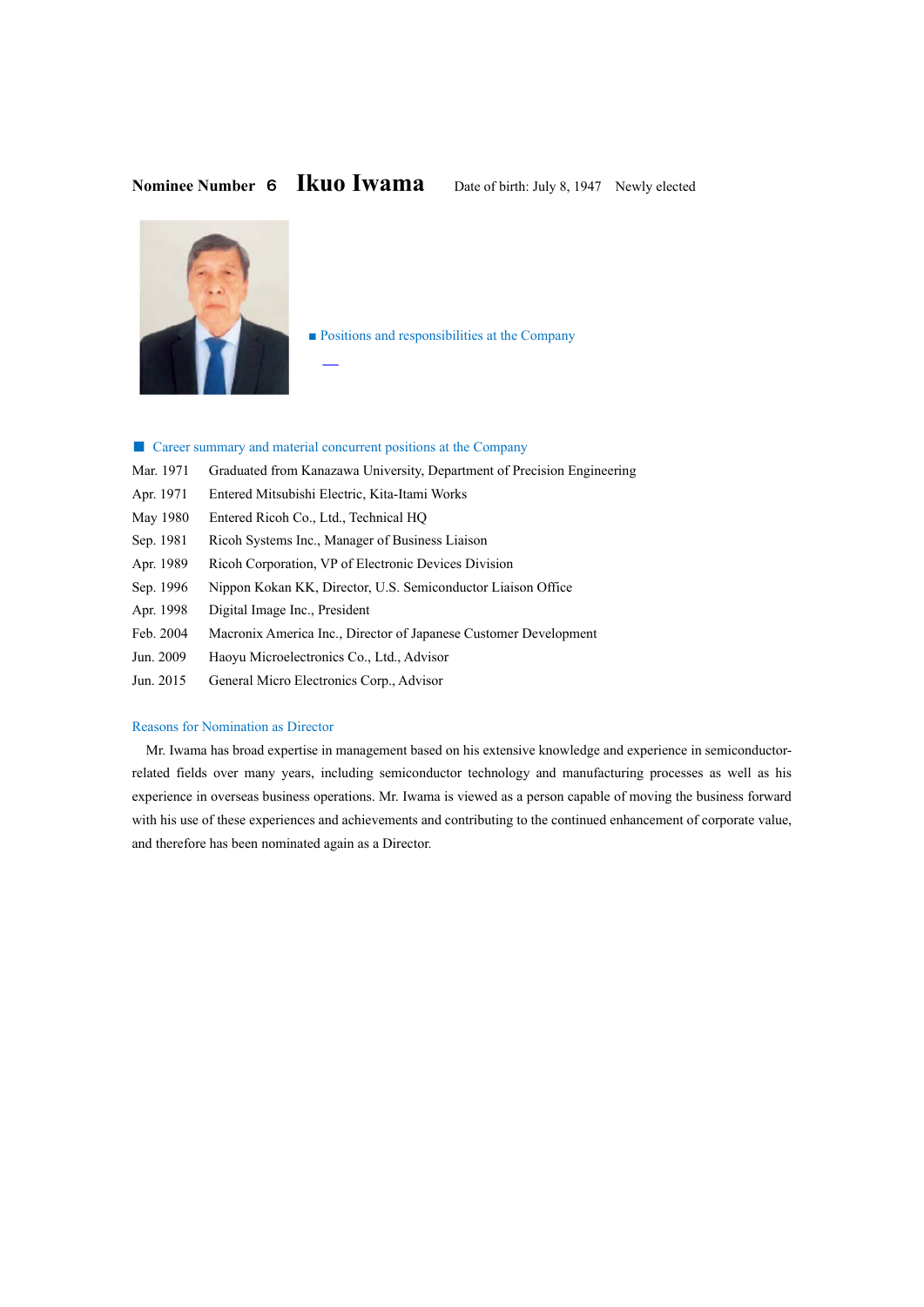**Nominee Number 6** **Ikuo Iwama** Date of birth: July 8, 1947 Newly elected

■ Positions and responsibilities at the Company

—

■ Career summary and material concurrent positions at the Company

| | |
|---|---|
| Mar. 1971 | Graduated from Kanazawa University, Department of Precision Engineering |
| Apr. 1971 | Entered Mitsubishi Electric, Kita-Itami Works |
| May 1980 | Entered Ricoh Co., Ltd., Technical HQ |
| Sep. 1981 | Ricoh Systems Inc., Manager of Business Liaison |
| Apr. 1989 | Ricoh Corporation, VP of Electronic Devices Division |
| Sep. 1996 | Nippon Kokan KK, Director, U.S. Semiconductor Liaison Office |
| Apr. 1998 | Digital Image Inc., President |
| Feb. 2004 | Macronix America Inc., Director of Japanese Customer Development |
| Jun. 2009 | Haoyu Microelectronics Co., Ltd., Advisor |
| Jun. 2015 | General Micro Electronics Corp., Advisor |

Reasons for Nomination as Director

Mr. Iwama has broad expertise in management based on his extensive knowledge and experience in semiconductor-related fields over many years, including semiconductor technology and manufacturing processes as well as his experience in overseas business operations. Mr. Iwama is viewed as a person capable of moving the business forward with his use of these experiences and achievements and contributing to the continued enhancement of corporate value, and therefore has been nominated again as a Director.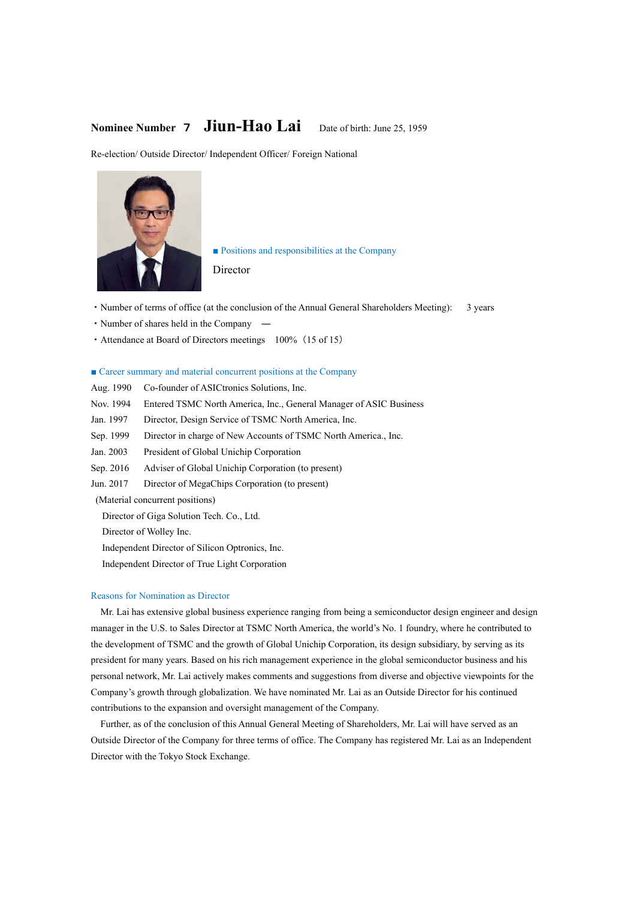**Nominee Number 7 Jiun-Hao Lai** Date of birth: June 25, 1959

Re-election/ Outside Director/ Independent Officer/ Foreign National

■ Positions and responsibilities at the Company

Director

・Number of terms of office (at the conclusion of the Annual General Shareholders Meeting): 3 years

・Number of shares held in the Company —

・Attendance at Board of Directors meetings 100%（15 of 15）

■ Career summary and material concurrent positions at the Company

| | |
|---|---|
| Aug. 1990 | Co-founder of ASICtronics Solutions, Inc. |
| Nov. 1994 | Entered TSMC North America, Inc., General Manager of ASIC Business |
| Jan. 1997 | Director, Design Service of TSMC North America, Inc. |
| Sep. 1999 | Director in charge of New Accounts of TSMC North America., Inc. |
| Jan. 2003 | President of Global Unichip Corporation |
| Sep. 2016 | Adviser of Global Unichip Corporation (to present) |
| Jun. 2017 | Director of MegaChips Corporation (to present) |

(Material concurrent positions)

Director of Giga Solution Tech. Co., Ltd.
Director of Wolley Inc.
Independent Director of Silicon Optronics, Inc.
Independent Director of True Light Corporation

Reasons for Nomination as Director

Mr. Lai has extensive global business experience ranging from being a semiconductor design engineer and design manager in the U.S. to Sales Director at TSMC North America, the world's No. 1 foundry, where he contributed to the development of TSMC and the growth of Global Unichip Corporation, its design subsidiary, by serving as its president for many years. Based on his rich management experience in the global semiconductor business and his personal network, Mr. Lai actively makes comments and suggestions from diverse and objective viewpoints for the Company's growth through globalization. We have nominated Mr. Lai as an Outside Director for his continued contributions to the expansion and oversight management of the Company.

Further, as of the conclusion of this Annual General Meeting of Shareholders, Mr. Lai will have served as an Outside Director of the Company for three terms of office. The Company has registered Mr. Lai as an Independent Director with the Tokyo Stock Exchange.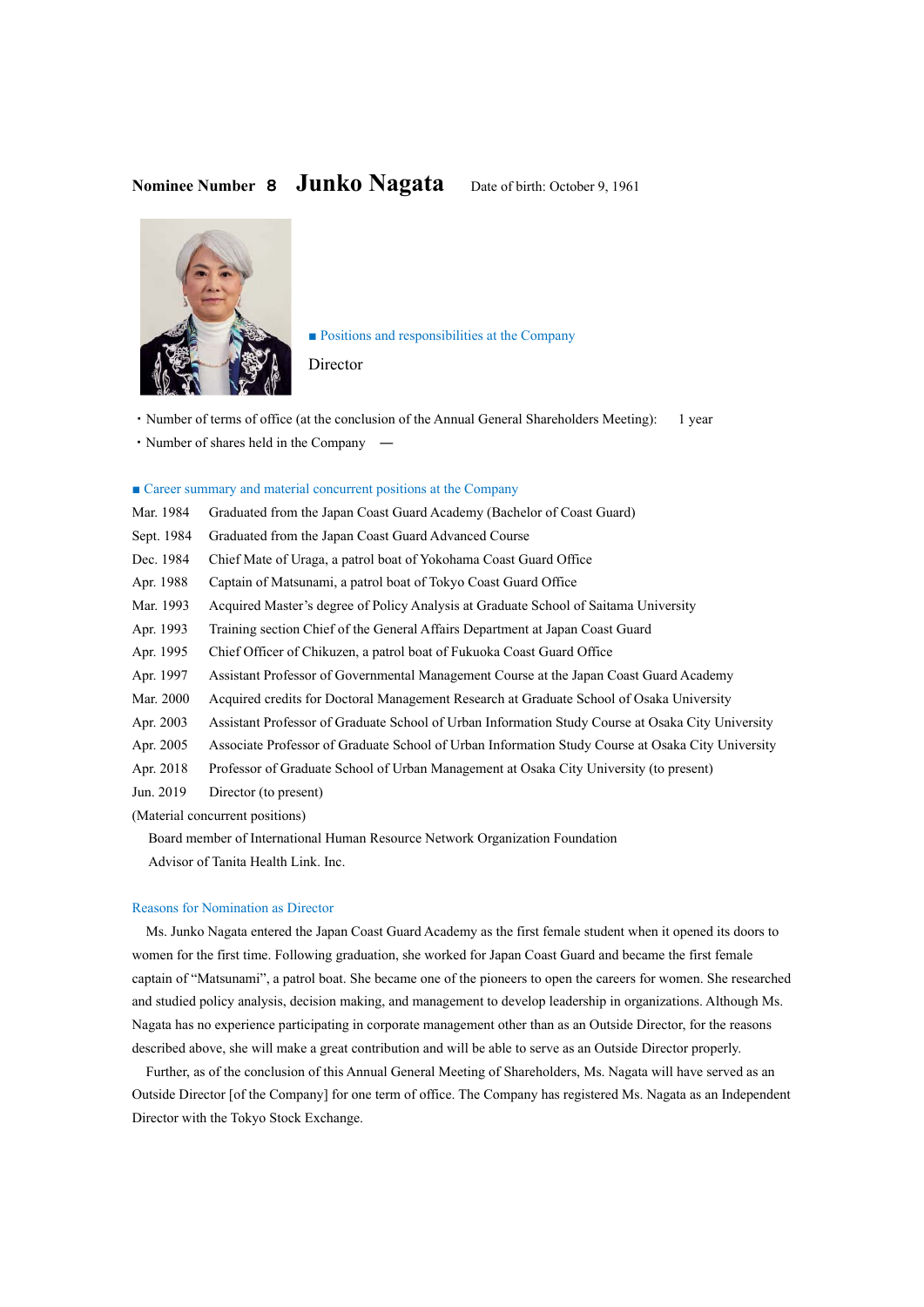**Nominee Number 8 Junko Nagata** Date of birth: October 9, 1961

■ Positions and responsibilities at the Company

Director

・Number of terms of office (at the conclusion of the Annual General Shareholders Meeting): 1 year

・Number of shares held in the Company —

■ Career summary and material concurrent positions at the Company

| | |
|---|---|
| Mar. 1984 | Graduated from the Japan Coast Guard Academy (Bachelor of Coast Guard) |
| Sept. 1984 | Graduated from the Japan Coast Guard Advanced Course |
| Dec. 1984 | Chief Mate of Uraga, a patrol boat of Yokohama Coast Guard Office |
| Apr. 1988 | Captain of Matsunami, a patrol boat of Tokyo Coast Guard Office |
| Mar. 1993 | Acquired Master's degree of Policy Analysis at Graduate School of Saitama University |
| Apr. 1993 | Training section Chief of the General Affairs Department at Japan Coast Guard |
| Apr. 1995 | Chief Officer of Chikuzen, a patrol boat of Fukuoka Coast Guard Office |
| Apr. 1997 | Assistant Professor of Governmental Management Course at the Japan Coast Guard Academy |
| Mar. 2000 | Acquired credits for Doctoral Management Research at Graduate School of Osaka University |
| Apr. 2003 | Assistant Professor of Graduate School of Urban Information Study Course at Osaka City University |
| Apr. 2005 | Associate Professor of Graduate School of Urban Information Study Course at Osaka City University |
| Apr. 2018 | Professor of Graduate School of Urban Management at Osaka City University (to present) |
| Jun. 2019 | Director (to present) |

(Material concurrent positions)

Board member of International Human Resource Network Organization Foundation

Advisor of Tanita Health Link. Inc.

Reasons for Nomination as Director

Ms. Junko Nagata entered the Japan Coast Guard Academy as the first female student when it opened its doors to women for the first time. Following graduation, she worked for Japan Coast Guard and became the first female captain of "Matsunami", a patrol boat. She became one of the pioneers to open the careers for women. She researched and studied policy analysis, decision making, and management to develop leadership in organizations. Although Ms. Nagata has no experience participating in corporate management other than as an Outside Director, for the reasons described above, she will make a great contribution and will be able to serve as an Outside Director properly.

Further, as of the conclusion of this Annual General Meeting of Shareholders, Ms. Nagata will have served as an Outside Director [of the Company] for one term of office. The Company has registered Ms. Nagata as an Independent Director with the Tokyo Stock Exchange.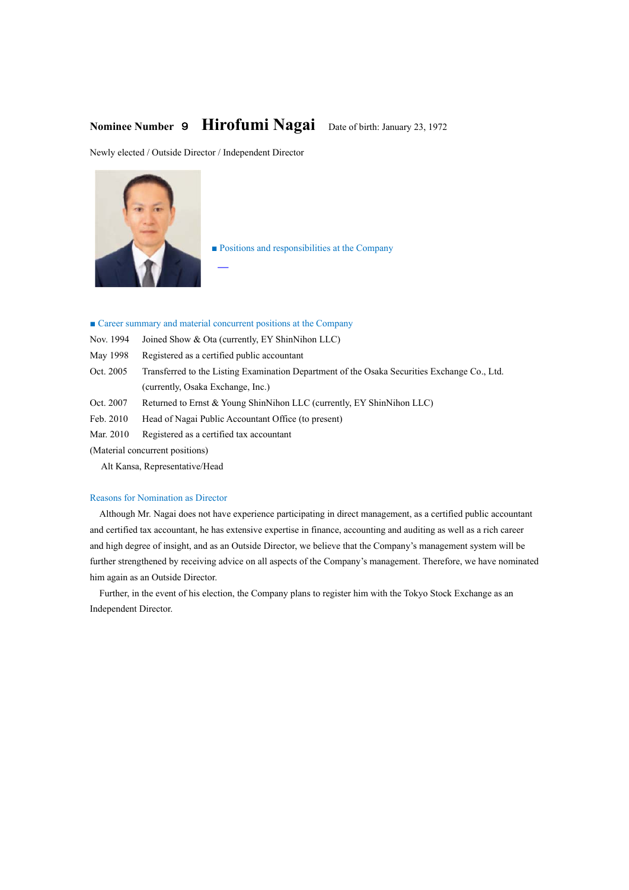**Nominee Number 9 Hirofumi Nagai** Date of birth: January 23, 1972

Newly elected / Outside Director / Independent Director

■ Positions and responsibilities at the Company

—

■ Career summary and material concurrent positions at the Company

| | |
|---|---|
| Nov. 1994 | Joined Show & Ota (currently, EY ShinNihon LLC) |
| May 1998 | Registered as a certified public accountant |
| Oct. 2005 | Transferred to the Listing Examination Department of the Osaka Securities Exchange Co., Ltd. (currently, Osaka Exchange, Inc.) |
| Oct. 2007 | Returned to Ernst & Young ShinNihon LLC (currently, EY ShinNihon LLC) |
| Feb. 2010 | Head of Nagai Public Accountant Office (to present) |
| Mar. 2010 | Registered as a certified tax accountant |

(Material concurrent positions)

Alt Kansa, Representative/Head

Reasons for Nomination as Director

Although Mr. Nagai does not have experience participating in direct management, as a certified public accountant and certified tax accountant, he has extensive expertise in finance, accounting and auditing as well as a rich career and high degree of insight, and as an Outside Director, we believe that the Company's management system will be further strengthened by receiving advice on all aspects of the Company's management. Therefore, we have nominated him again as an Outside Director.

Further, in the event of his election, the Company plans to register him with the Tokyo Stock Exchange as an Independent Director.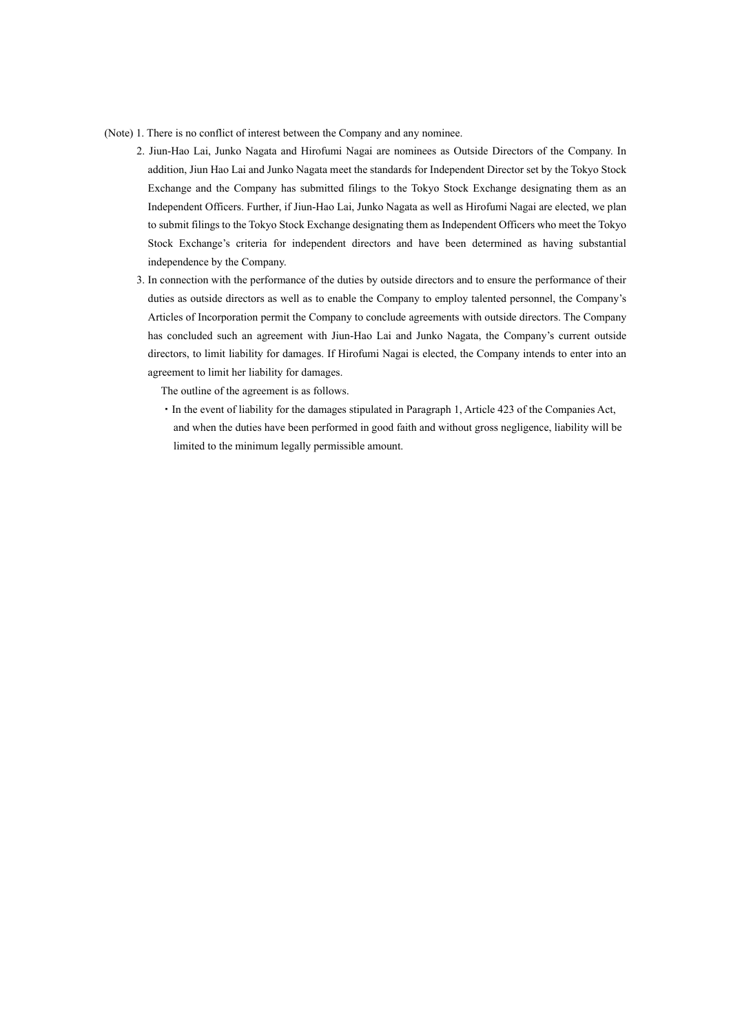(Note) 1. There is no conflict of interest between the Company and any nominee.

2. Jiun-Hao Lai, Junko Nagata and Hirofumi Nagai are nominees as Outside Directors of the Company. In addition, Jiun Hao Lai and Junko Nagata meet the standards for Independent Director set by the Tokyo Stock Exchange and the Company has submitted filings to the Tokyo Stock Exchange designating them as an Independent Officers. Further, if Jiun-Hao Lai, Junko Nagata as well as Hirofumi Nagai are elected, we plan to submit filings to the Tokyo Stock Exchange designating them as Independent Officers who meet the Tokyo Stock Exchange's criteria for independent directors and have been determined as having substantial independence by the Company.

3. In connection with the performance of the duties by outside directors and to ensure the performance of their duties as outside directors as well as to enable the Company to employ talented personnel, the Company's Articles of Incorporation permit the Company to conclude agreements with outside directors. The Company has concluded such an agreement with Jiun-Hao Lai and Junko Nagata, the Company's current outside directors, to limit liability for damages. If Hirofumi Nagai is elected, the Company intends to enter into an agreement to limit her liability for damages.

   The outline of the agreement is as follows.

   ・In the event of liability for the damages stipulated in Paragraph 1, Article 423 of the Companies Act, and when the duties have been performed in good faith and without gross negligence, liability will be limited to the minimum legally permissible amount.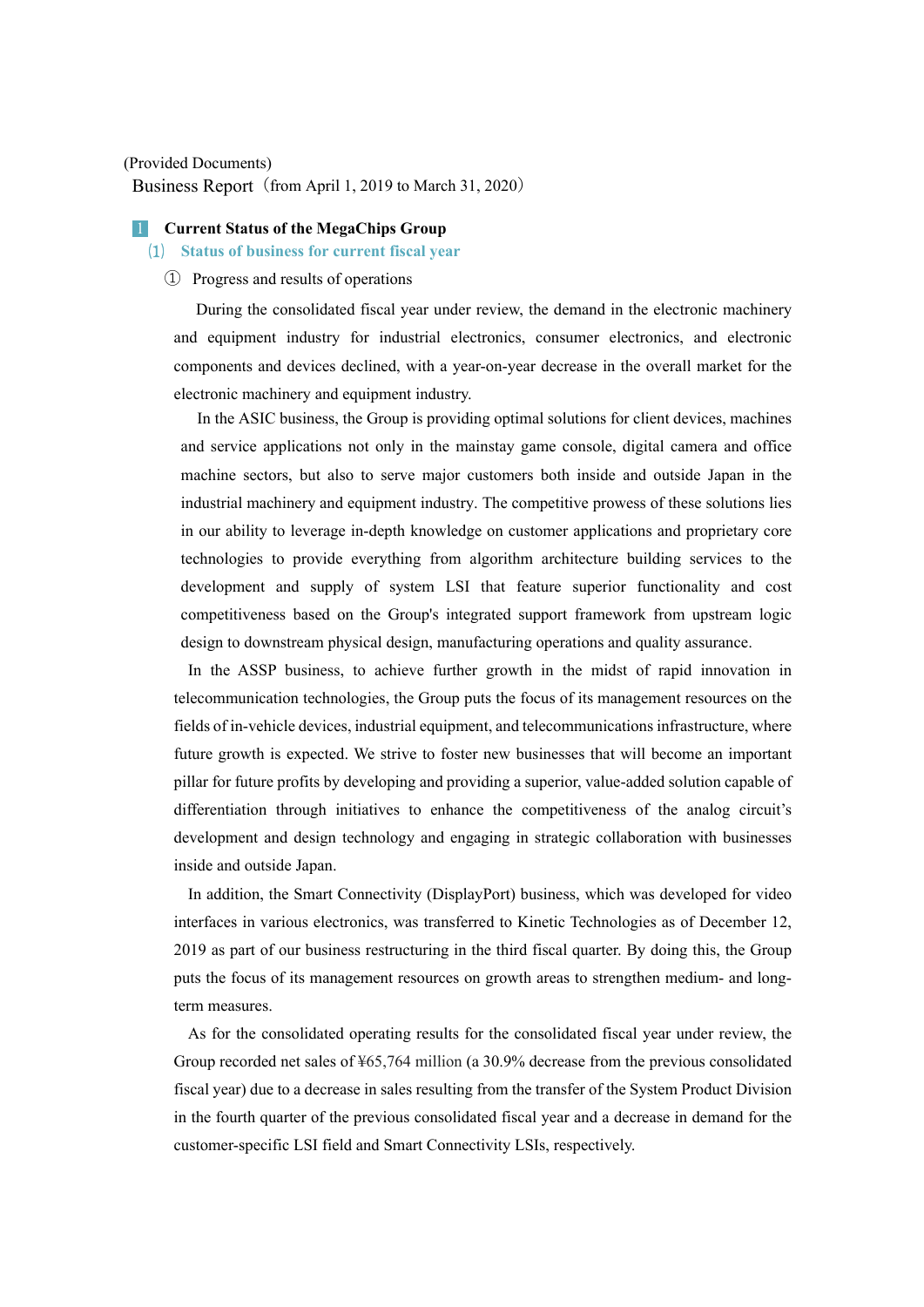(Provided Documents)

Business Report（from April 1, 2019 to March 31, 2020）

## 1 Current Status of the MegaChips Group

### ⑴ Status of business for current fiscal year

① Progress and results of operations

During the consolidated fiscal year under review, the demand in the electronic machinery and equipment industry for industrial electronics, consumer electronics, and electronic components and devices declined, with a year-on-year decrease in the overall market for the electronic machinery and equipment industry.

In the ASIC business, the Group is providing optimal solutions for client devices, machines and service applications not only in the mainstay game console, digital camera and office machine sectors, but also to serve major customers both inside and outside Japan in the industrial machinery and equipment industry. The competitive prowess of these solutions lies in our ability to leverage in-depth knowledge on customer applications and proprietary core technologies to provide everything from algorithm architecture building services to the development and supply of system LSI that feature superior functionality and cost competitiveness based on the Group's integrated support framework from upstream logic design to downstream physical design, manufacturing operations and quality assurance.

In the ASSP business, to achieve further growth in the midst of rapid innovation in telecommunication technologies, the Group puts the focus of its management resources on the fields of in-vehicle devices, industrial equipment, and telecommunications infrastructure, where future growth is expected. We strive to foster new businesses that will become an important pillar for future profits by developing and providing a superior, value-added solution capable of differentiation through initiatives to enhance the competitiveness of the analog circuit's development and design technology and engaging in strategic collaboration with businesses inside and outside Japan.

In addition, the Smart Connectivity (DisplayPort) business, which was developed for video interfaces in various electronics, was transferred to Kinetic Technologies as of December 12, 2019 as part of our business restructuring in the third fiscal quarter. By doing this, the Group puts the focus of its management resources on growth areas to strengthen medium- and long-term measures.

As for the consolidated operating results for the consolidated fiscal year under review, the Group recorded net sales of ¥65,764 million (a 30.9% decrease from the previous consolidated fiscal year) due to a decrease in sales resulting from the transfer of the System Product Division in the fourth quarter of the previous consolidated fiscal year and a decrease in demand for the customer-specific LSI field and Smart Connectivity LSIs, respectively.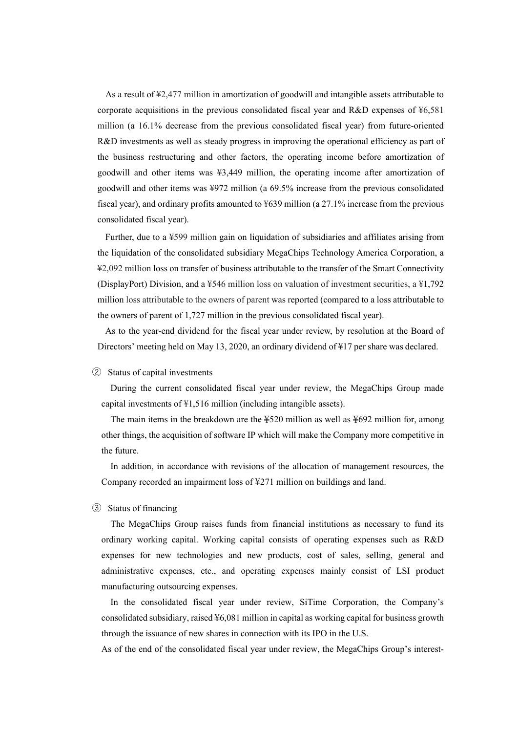As a result of ¥2,477 million in amortization of goodwill and intangible assets attributable to corporate acquisitions in the previous consolidated fiscal year and R&D expenses of ¥6,581 million (a 16.1% decrease from the previous consolidated fiscal year) from future-oriented R&D investments as well as steady progress in improving the operational efficiency as part of the business restructuring and other factors, the operating income before amortization of goodwill and other items was ¥3,449 million, the operating income after amortization of goodwill and other items was ¥972 million (a 69.5% increase from the previous consolidated fiscal year), and ordinary profits amounted to ¥639 million (a 27.1% increase from the previous consolidated fiscal year).

Further, due to a ¥599 million gain on liquidation of subsidiaries and affiliates arising from the liquidation of the consolidated subsidiary MegaChips Technology America Corporation, a ¥2,092 million loss on transfer of business attributable to the transfer of the Smart Connectivity (DisplayPort) Division, and a ¥546 million loss on valuation of investment securities, a ¥1,792 million loss attributable to the owners of parent was reported (compared to a loss attributable to the owners of parent of 1,727 million in the previous consolidated fiscal year).

As to the year-end dividend for the fiscal year under review, by resolution at the Board of Directors' meeting held on May 13, 2020, an ordinary dividend of ¥17 per share was declared.

② Status of capital investments

During the current consolidated fiscal year under review, the MegaChips Group made capital investments of ¥1,516 million (including intangible assets).

The main items in the breakdown are the ¥520 million as well as ¥692 million for, among other things, the acquisition of software IP which will make the Company more competitive in the future.

In addition, in accordance with revisions of the allocation of management resources, the Company recorded an impairment loss of ¥271 million on buildings and land.

③ Status of financing

The MegaChips Group raises funds from financial institutions as necessary to fund its ordinary working capital. Working capital consists of operating expenses such as R&D expenses for new technologies and new products, cost of sales, selling, general and administrative expenses, etc., and operating expenses mainly consist of LSI product manufacturing outsourcing expenses.

In the consolidated fiscal year under review, SiTime Corporation, the Company's consolidated subsidiary, raised ¥6,081 million in capital as working capital for business growth through the issuance of new shares in connection with its IPO in the U.S.

As of the end of the consolidated fiscal year under review, the MegaChips Group's interest-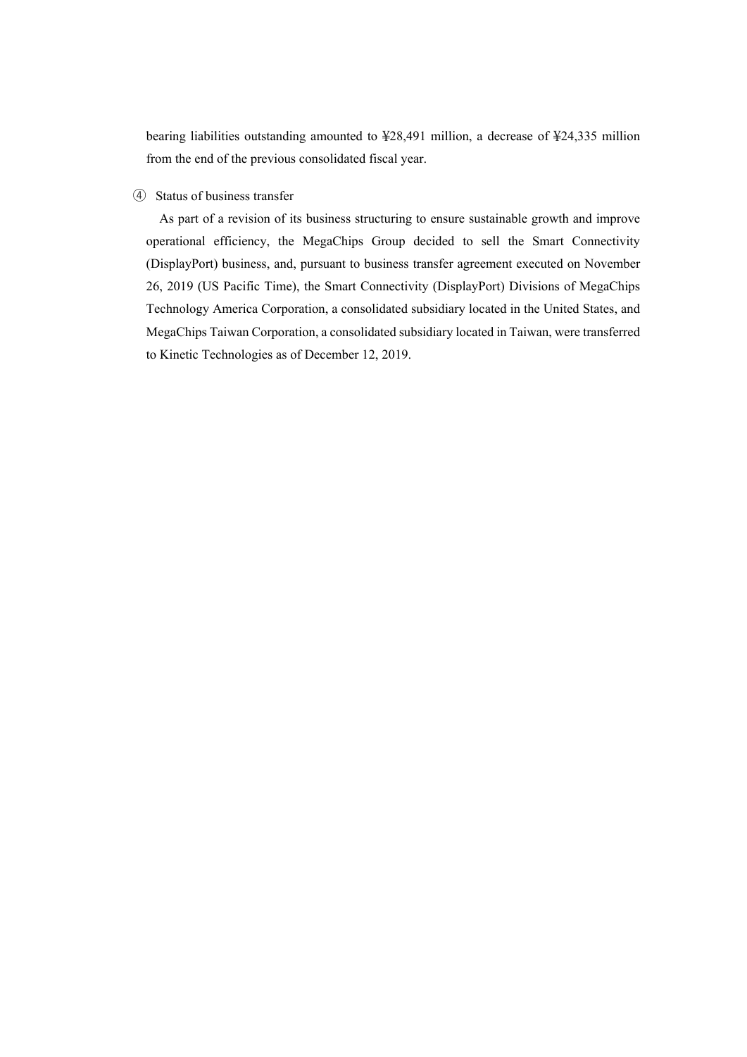bearing liabilities outstanding amounted to ¥28,491 million, a decrease of ¥24,335 million from the end of the previous consolidated fiscal year.

④ Status of business transfer

As part of a revision of its business structuring to ensure sustainable growth and improve operational efficiency, the MegaChips Group decided to sell the Smart Connectivity (DisplayPort) business, and, pursuant to business transfer agreement executed on November 26, 2019 (US Pacific Time), the Smart Connectivity (DisplayPort) Divisions of MegaChips Technology America Corporation, a consolidated subsidiary located in the United States, and MegaChips Taiwan Corporation, a consolidated subsidiary located in Taiwan, were transferred to Kinetic Technologies as of December 12, 2019.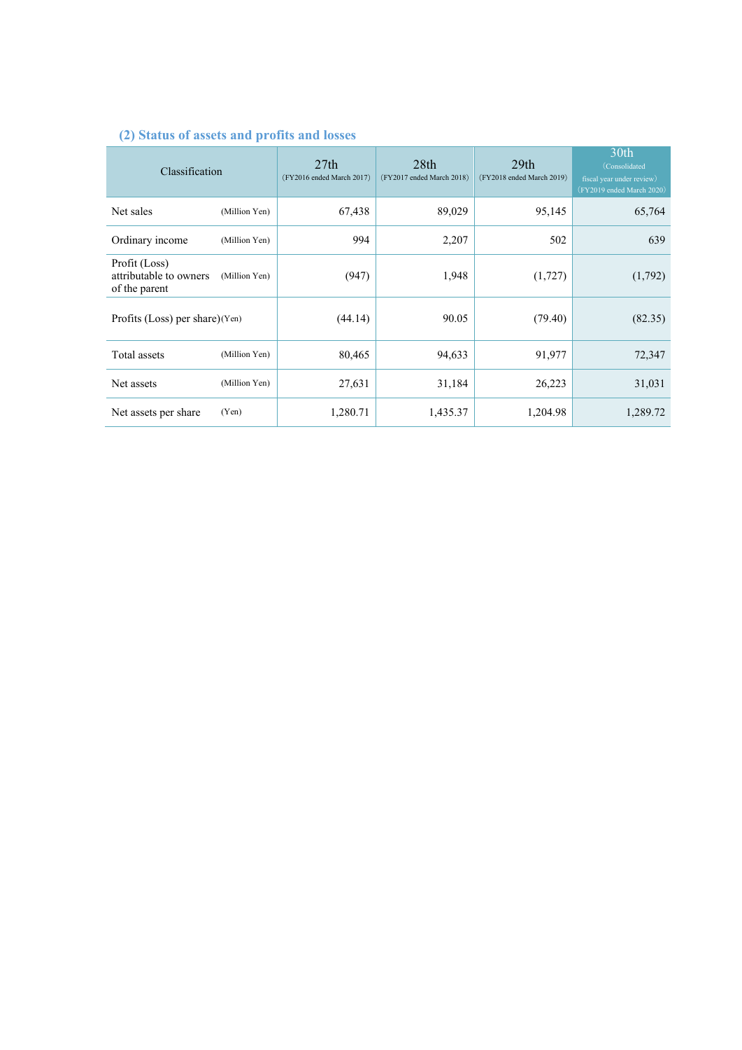### (2) Status of assets and profits and losses

| Classification | | 27th (FY2016 ended March 2017) | 28th (FY2017 ended March 2018) | 29th (FY2018 ended March 2019) | 30th (Consolidated fiscal year under review) (FY2019 ended March 2020) |
|---|---|---|---|---|---|
| Net sales | (Million Yen) | 67,438 | 89,029 | 95,145 | 65,764 |
| Ordinary income | (Million Yen) | 994 | 2,207 | 502 | 639 |
| Profit (Loss) attributable to owners of the parent | (Million Yen) | (947) | 1,948 | (1,727) | (1,792) |
| Profits (Loss) per share | (Yen) | (44.14) | 90.05 | (79.40) | (82.35) |
| Total assets | (Million Yen) | 80,465 | 94,633 | 91,977 | 72,347 |
| Net assets | (Million Yen) | 27,631 | 31,184 | 26,223 | 31,031 |
| Net assets per share | (Yen) | 1,280.71 | 1,435.37 | 1,204.98 | 1,289.72 |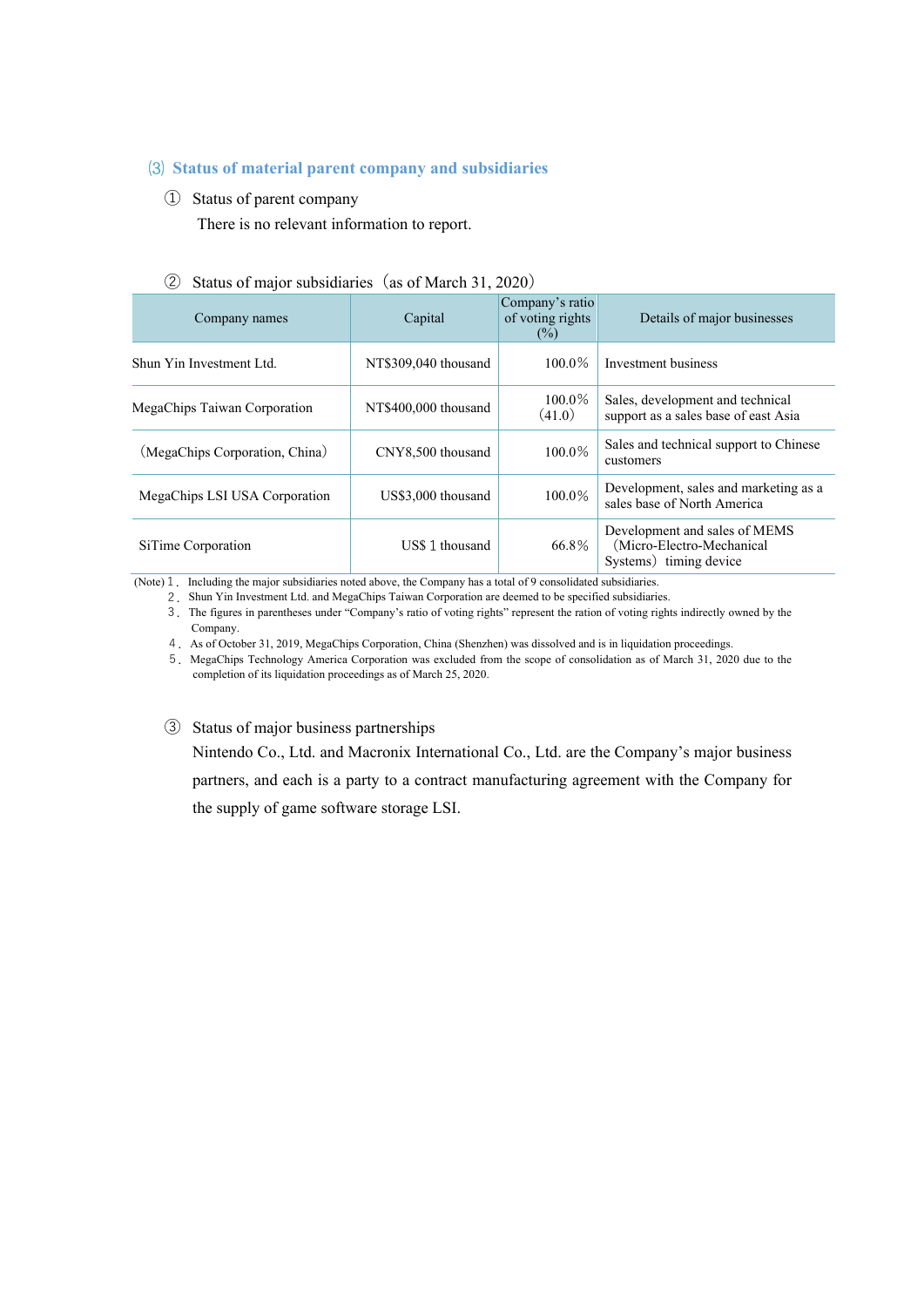### ⑶ Status of material parent company and subsidiaries

① Status of parent company

There is no relevant information to report.

② Status of major subsidiaries（as of March 31, 2020）

| Company names | Capital | Company's ratio of voting rights (%) | Details of major businesses |
|---|---|---|---|
| Shun Yin Investment Ltd. | NT$309,040 thousand | 100.0% | Investment business |
| MegaChips Taiwan Corporation | NT$400,000 thousand | 100.0% (41.0) | Sales, development and technical support as a sales base of east Asia |
| （MegaChips Corporation, China） | CNY8,500 thousand | 100.0% | Sales and technical support to Chinese customers |
| MegaChips LSI USA Corporation | US$3,000 thousand | 100.0% | Development, sales and marketing as a sales base of North America |
| SiTime Corporation | US$ 1 thousand | 66.8% | Development and sales of MEMS（Micro-Electro-Mechanical Systems） timing device |

(Note) 1． Including the major subsidiaries noted above, the Company has a total of 9 consolidated subsidiaries.

2． Shun Yin Investment Ltd. and MegaChips Taiwan Corporation are deemed to be specified subsidiaries.

3． The figures in parentheses under "Company's ratio of voting rights" represent the ration of voting rights indirectly owned by the Company.

4． As of October 31, 2019, MegaChips Corporation, China (Shenzhen) was dissolved and is in liquidation proceedings.

5． MegaChips Technology America Corporation was excluded from the scope of consolidation as of March 31, 2020 due to the completion of its liquidation proceedings as of March 25, 2020.

③ Status of major business partnerships

Nintendo Co., Ltd. and Macronix International Co., Ltd. are the Company's major business partners, and each is a party to a contract manufacturing agreement with the Company for the supply of game software storage LSI.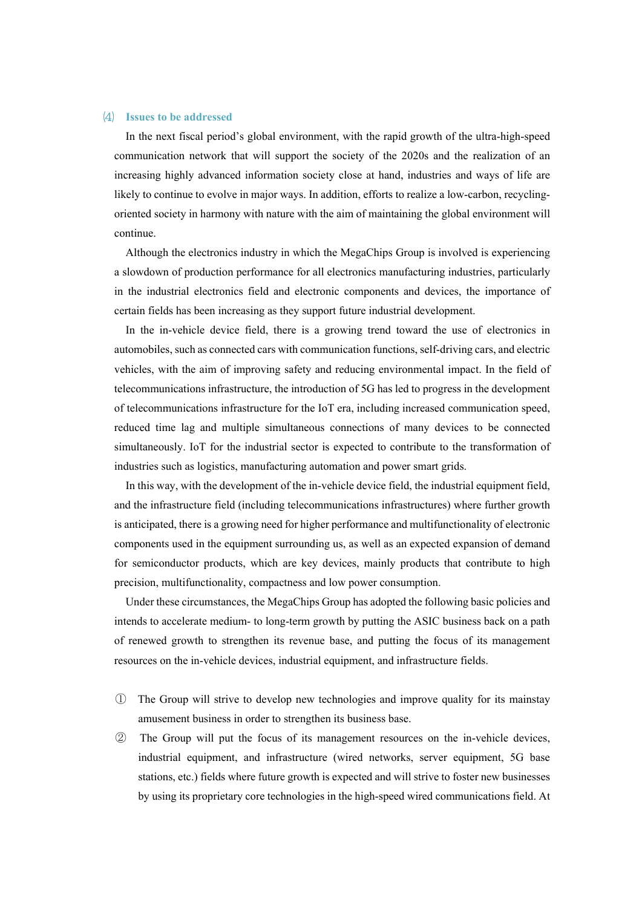### ⑷ Issues to be addressed

In the next fiscal period's global environment, with the rapid growth of the ultra-high-speed communication network that will support the society of the 2020s and the realization of an increasing highly advanced information society close at hand, industries and ways of life are likely to continue to evolve in major ways. In addition, efforts to realize a low-carbon, recycling-oriented society in harmony with nature with the aim of maintaining the global environment will continue.

Although the electronics industry in which the MegaChips Group is involved is experiencing a slowdown of production performance for all electronics manufacturing industries, particularly in the industrial electronics field and electronic components and devices, the importance of certain fields has been increasing as they support future industrial development.

In the in-vehicle device field, there is a growing trend toward the use of electronics in automobiles, such as connected cars with communication functions, self-driving cars, and electric vehicles, with the aim of improving safety and reducing environmental impact. In the field of telecommunications infrastructure, the introduction of 5G has led to progress in the development of telecommunications infrastructure for the IoT era, including increased communication speed, reduced time lag and multiple simultaneous connections of many devices to be connected simultaneously. IoT for the industrial sector is expected to contribute to the transformation of industries such as logistics, manufacturing automation and power smart grids.

In this way, with the development of the in-vehicle device field, the industrial equipment field, and the infrastructure field (including telecommunications infrastructures) where further growth is anticipated, there is a growing need for higher performance and multifunctionality of electronic components used in the equipment surrounding us, as well as an expected expansion of demand for semiconductor products, which are key devices, mainly products that contribute to high precision, multifunctionality, compactness and low power consumption.

Under these circumstances, the MegaChips Group has adopted the following basic policies and intends to accelerate medium- to long-term growth by putting the ASIC business back on a path of renewed growth to strengthen its revenue base, and putting the focus of its management resources on the in-vehicle devices, industrial equipment, and infrastructure fields.

① The Group will strive to develop new technologies and improve quality for its mainstay amusement business in order to strengthen its business base.

② The Group will put the focus of its management resources on the in-vehicle devices, industrial equipment, and infrastructure (wired networks, server equipment, 5G base stations, etc.) fields where future growth is expected and will strive to foster new businesses by using its proprietary core technologies in the high-speed wired communications field. At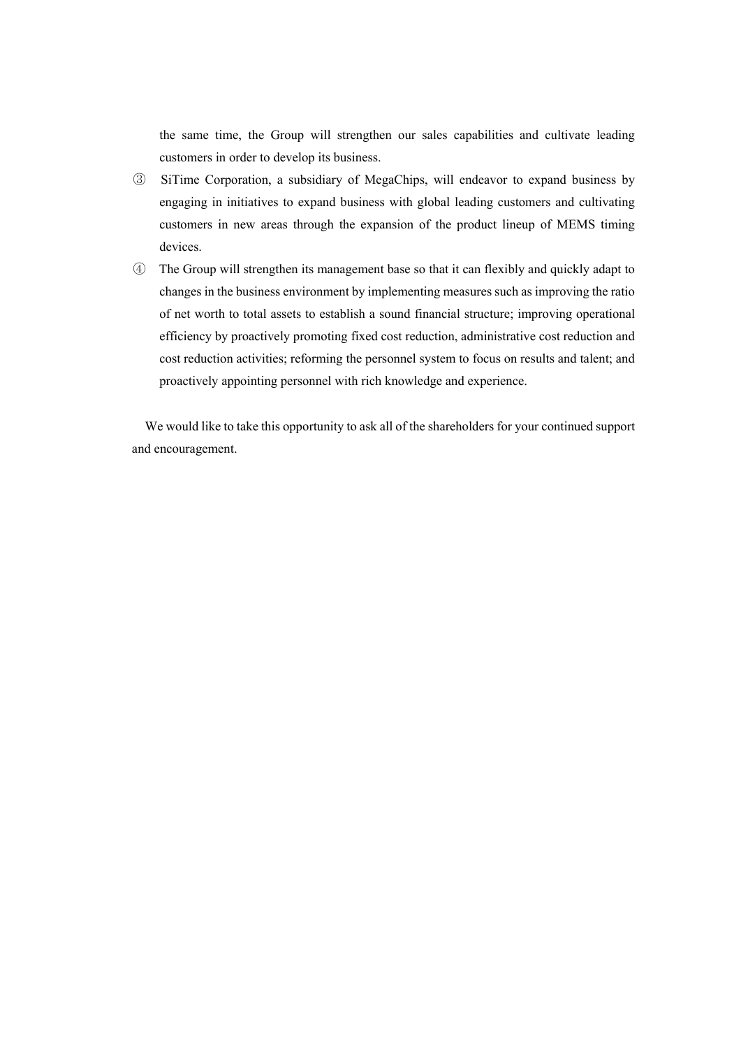the same time, the Group will strengthen our sales capabilities and cultivate leading customers in order to develop its business.

③ SiTime Corporation, a subsidiary of MegaChips, will endeavor to expand business by engaging in initiatives to expand business with global leading customers and cultivating customers in new areas through the expansion of the product lineup of MEMS timing devices.

④ The Group will strengthen its management base so that it can flexibly and quickly adapt to changes in the business environment by implementing measures such as improving the ratio of net worth to total assets to establish a sound financial structure; improving operational efficiency by proactively promoting fixed cost reduction, administrative cost reduction and cost reduction activities; reforming the personnel system to focus on results and talent; and proactively appointing personnel with rich knowledge and experience.

We would like to take this opportunity to ask all of the shareholders for your continued support and encouragement.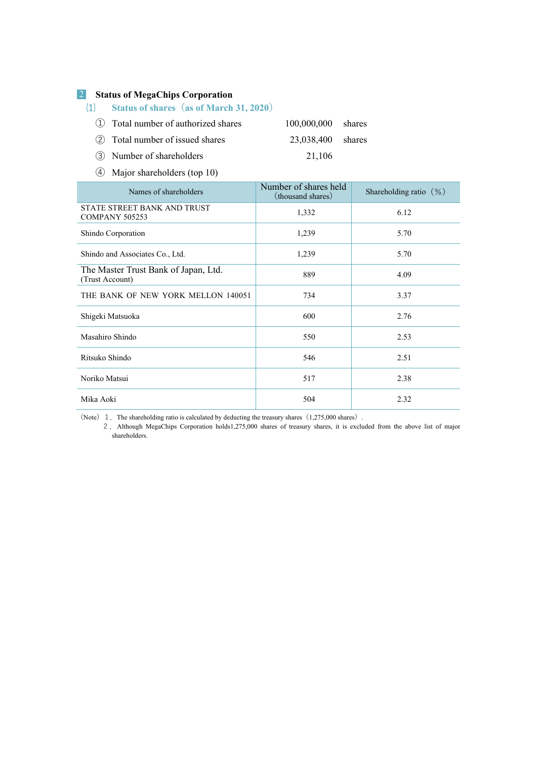## 2 Status of MegaChips Corporation

### (1) Status of shares（as of March 31, 2020）

① Total number of authorized shares 100,000,000 shares

② Total number of issued shares 23,038,400 shares

③ Number of shareholders 21,106

④ Major shareholders (top 10)

| Names of shareholders | Number of shares held（thousand shares） | Shareholding ratio（%） |
|---|---|---|
| STATE STREET BANK AND TRUST COMPANY 505253 | 1,332 | 6.12 |
| Shindo Corporation | 1,239 | 5.70 |
| Shindo and Associates Co., Ltd. | 1,239 | 5.70 |
| The Master Trust Bank of Japan, Ltd. (Trust Account) | 889 | 4.09 |
| THE BANK OF NEW YORK MELLON 140051 | 734 | 3.37 |
| Shigeki Matsuoka | 600 | 2.76 |
| Masahiro Shindo | 550 | 2.53 |
| Ritsuko Shindo | 546 | 2.51 |
| Noriko Matsui | 517 | 2.38 |
| Mika Aoki | 504 | 2.32 |

（Note） 1．The shareholding ratio is calculated by deducting the treasury shares（1,275,000 shares）.

2．Although MegaChips Corporation holds1,275,000 shares of treasury shares, it is excluded from the above list of major shareholders.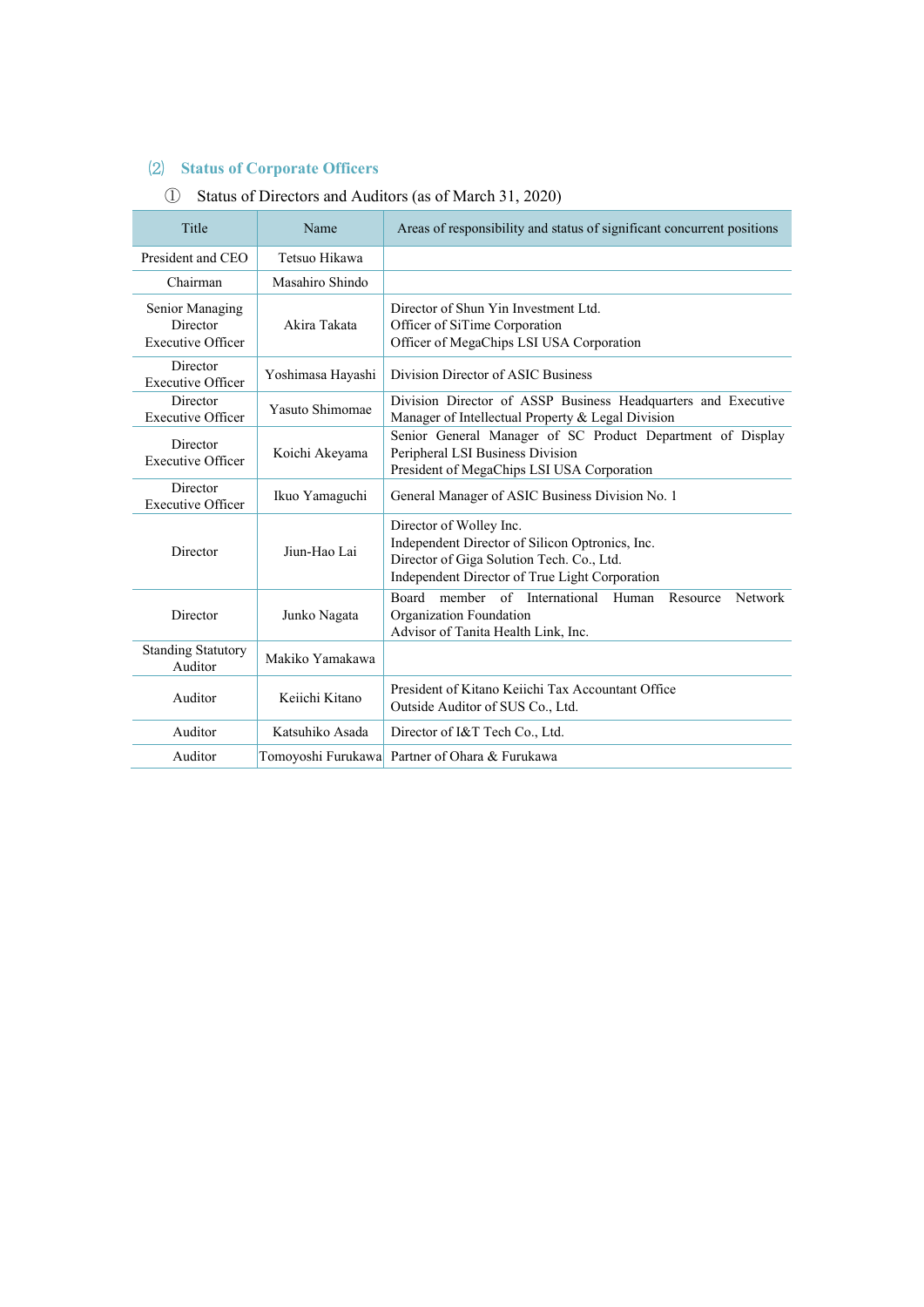## ⑵ Status of Corporate Officers

### ① Status of Directors and Auditors (as of March 31, 2020)

| Title | Name | Areas of responsibility and status of significant concurrent positions |
|---|---|---|
| President and CEO | Tetsuo Hikawa | |
| Chairman | Masahiro Shindo | |
| Senior Managing Director Executive Officer | Akira Takata | Director of Shun Yin Investment Ltd.<br>Officer of SiTime Corporation<br>Officer of MegaChips LSI USA Corporation |
| Director Executive Officer | Yoshimasa Hayashi | Division Director of ASIC Business |
| Director Executive Officer | Yasuto Shimomae | Division Director of ASSP Business Headquarters and Executive Manager of Intellectual Property & Legal Division |
| Director Executive Officer | Koichi Akeyama | Senior General Manager of SC Product Department of Display Peripheral LSI Business Division<br>President of MegaChips LSI USA Corporation |
| Director Executive Officer | Ikuo Yamaguchi | General Manager of ASIC Business Division No. 1 |
| Director | Jiun-Hao Lai | Director of Wolley Inc.<br>Independent Director of Silicon Optronics, Inc.<br>Director of Giga Solution Tech. Co., Ltd.<br>Independent Director of True Light Corporation |
| Director | Junko Nagata | Board member of International Human Resource Network Organization Foundation<br>Advisor of Tanita Health Link, Inc. |
| Standing Statutory Auditor | Makiko Yamakawa | |
| Auditor | Keiichi Kitano | President of Kitano Keiichi Tax Accountant Office<br>Outside Auditor of SUS Co., Ltd. |
| Auditor | Katsuhiko Asada | Director of I&T Tech Co., Ltd. |
| Auditor | Tomoyoshi Furukawa | Partner of Ohara & Furukawa |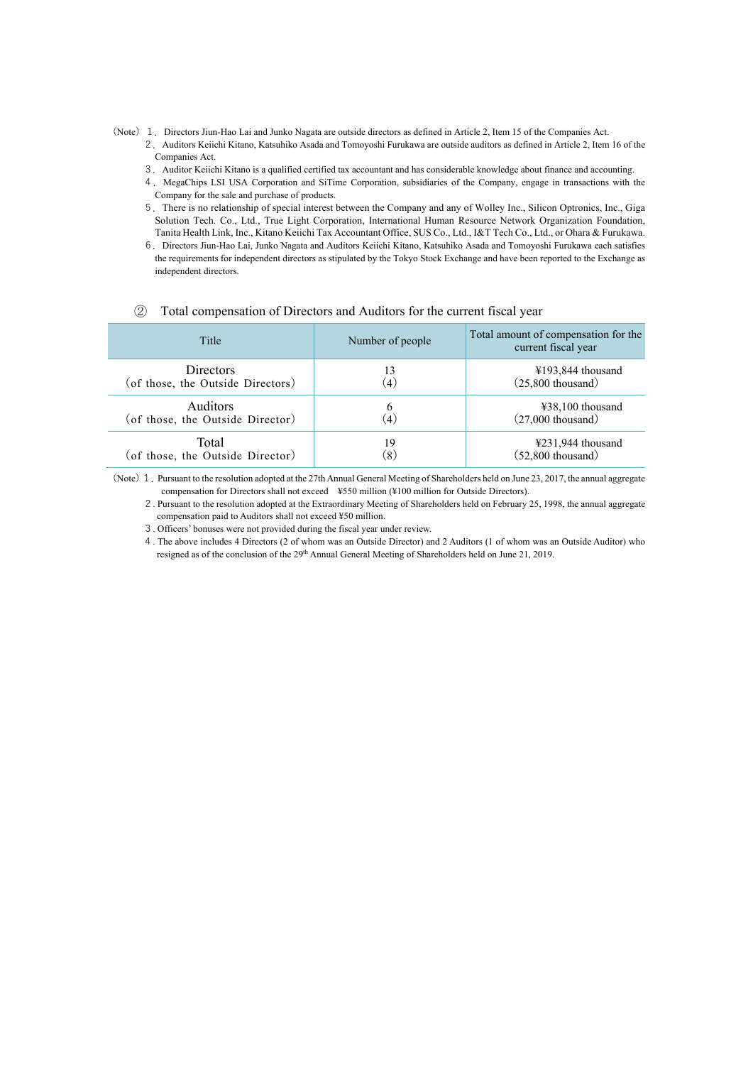(Note) 1. Directors Jiun-Hao Lai and Junko Nagata are outside directors as defined in Article 2, Item 15 of the Companies Act.

2. Auditors Keiichi Kitano, Katsuhiko Asada and Tomoyoshi Furukawa are outside auditors as defined in Article 2, Item 16 of the Companies Act.

3. Auditor Keiichi Kitano is a qualified certified tax accountant and has considerable knowledge about finance and accounting.

4. MegaChips LSI USA Corporation and SiTime Corporation, subsidiaries of the Company, engage in transactions with the Company for the sale and purchase of products.

5. There is no relationship of special interest between the Company and any of Wolley Inc., Silicon Optronics, Inc., Giga Solution Tech. Co., Ltd., True Light Corporation, International Human Resource Network Organization Foundation, Tanita Health Link, Inc., Kitano Keiichi Tax Accountant Office, SUS Co., Ltd., I&T Tech Co., Ltd., or Ohara & Furukawa.

6. Directors Jiun-Hao Lai, Junko Nagata and Auditors Keiichi Kitano, Katsuhiko Asada and Tomoyoshi Furukawa each satisfies the requirements for independent directors as stipulated by the Tokyo Stock Exchange and have been reported to the Exchange as independent directors.

### ② Total compensation of Directors and Auditors for the current fiscal year

| Title | Number of people | Total amount of compensation for the current fiscal year |
|---|---|---|
| Directors<br>(of those, the Outside Directors) | 13<br>(4) | ¥193,844 thousand<br>(25,800 thousand) |
| Auditors<br>(of those, the Outside Director) | 6<br>(4) | ¥38,100 thousand<br>(27,000 thousand) |
| Total<br>(of those, the Outside Director) | 19<br>(8) | ¥231,944 thousand<br>(52,800 thousand) |

(Note) 1. Pursuant to the resolution adopted at the 27th Annual General Meeting of Shareholders held on June 23, 2017, the annual aggregate compensation for Directors shall not exceed ¥550 million (¥100 million for Outside Directors).

2. Pursuant to the resolution adopted at the Extraordinary Meeting of Shareholders held on February 25, 1998, the annual aggregate compensation paid to Auditors shall not exceed ¥50 million.

3. Officers' bonuses were not provided during the fiscal year under review.

4. The above includes 4 Directors (2 of whom was an Outside Director) and 2 Auditors (1 of whom was an Outside Auditor) who resigned as of the conclusion of the 29th Annual Meeting of Shareholders held on June 21, 2019.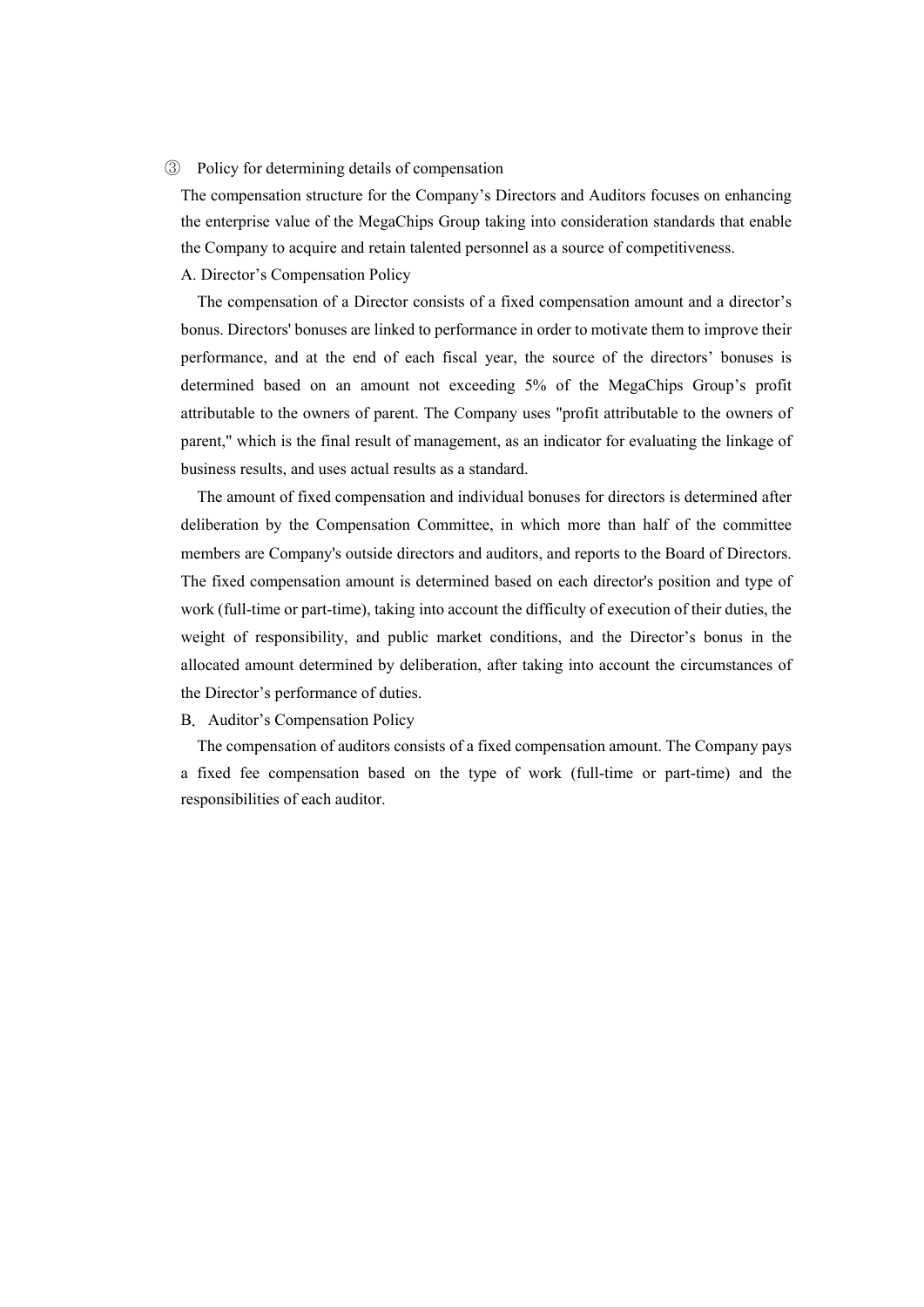### ③ Policy for determining details of compensation

The compensation structure for the Company's Directors and Auditors focuses on enhancing the enterprise value of the MegaChips Group taking into consideration standards that enable the Company to acquire and retain talented personnel as a source of competitiveness.

A. Director's Compensation Policy

The compensation of a Director consists of a fixed compensation amount and a director's bonus. Directors' bonuses are linked to performance in order to motivate them to improve their performance, and at the end of each fiscal year, the source of the directors' bonuses is determined based on an amount not exceeding 5% of the MegaChips Group's profit attributable to the owners of parent. The Company uses "profit attributable to the owners of parent," which is the final result of management, as an indicator for evaluating the linkage of business results, and uses actual results as a standard.

The amount of fixed compensation and individual bonuses for directors is determined after deliberation by the Compensation Committee, in which more than half of the committee members are Company's outside directors and auditors, and reports to the Board of Directors. The fixed compensation amount is determined based on each director's position and type of work (full-time or part-time), taking into account the difficulty of execution of their duties, the weight of responsibility, and public market conditions, and the Director's bonus in the allocated amount determined by deliberation, after taking into account the circumstances of the Director's performance of duties.

B. Auditor's Compensation Policy

The compensation of auditors consists of a fixed compensation amount. The Company pays a fixed fee compensation based on the type of work (full-time or part-time) and the responsibilities of each auditor.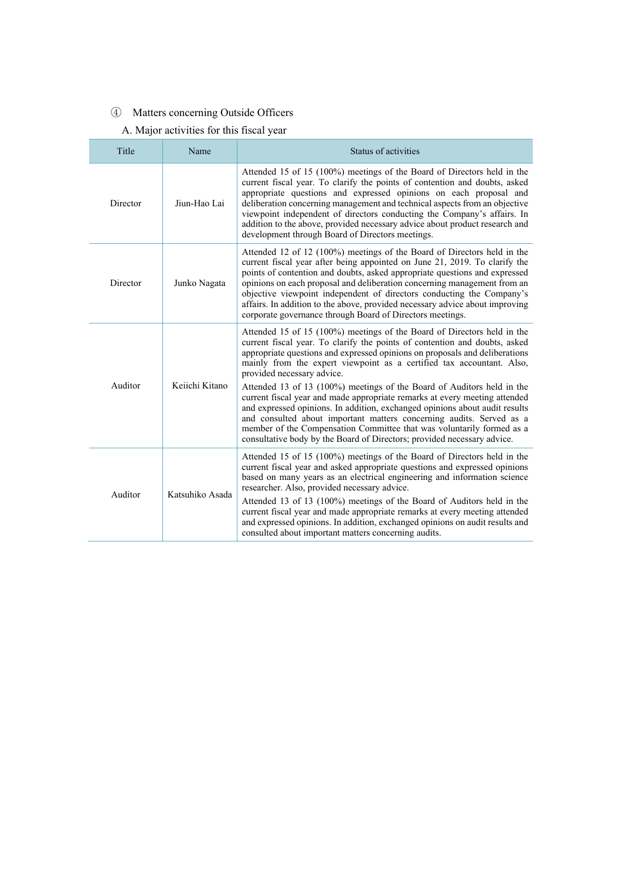④ Matters concerning Outside Officers

A. Major activities for this fiscal year

| Title | Name | Status of activities |
| --- | --- | --- |
| Director | Jiun-Hao Lai | Attended 15 of 15 (100%) meetings of the Board of Directors held in the current fiscal year. To clarify the points of contention and doubts, asked appropriate questions and expressed opinions on each proposal and deliberation concerning management and technical aspects from an objective viewpoint independent of directors conducting the Company's affairs. In addition to the above, provided necessary advice about product research and development through Board of Directors meetings. |
| Director | Junko Nagata | Attended 12 of 12 (100%) meetings of the Board of Directors held in the current fiscal year after being appointed on June 21, 2019. To clarify the points of contention and doubts, asked appropriate questions and expressed opinions on each proposal and deliberation concerning management from an objective viewpoint independent of directors conducting the Company's affairs. In addition to the above, provided necessary advice about improving corporate governance through Board of Directors meetings. |
| Auditor | Keiichi Kitano | Attended 15 of 15 (100%) meetings of the Board of Directors held in the current fiscal year. To clarify the points of contention and doubts, asked appropriate questions and expressed opinions on proposals and deliberations mainly from the expert viewpoint as a certified tax accountant. Also, provided necessary advice.<br>Attended 13 of 13 (100%) meetings of the Board of Auditors held in the current fiscal year and made appropriate remarks at every meeting attended and expressed opinions. In addition, exchanged opinions about audit results and consulted about important matters concerning audits. Served as a member of the Compensation Committee that was voluntarily formed as a consultative body by the Board of Directors; provided necessary advice. |
| Auditor | Katsuhiko Asada | Attended 15 of 15 (100%) meetings of the Board of Directors held in the current fiscal year and asked appropriate questions and expressed opinions based on many years as an electrical engineering and information science researcher. Also, provided necessary advice.<br>Attended 13 of 13 (100%) meetings of the Board of Auditors held in the current fiscal year and made appropriate remarks at every meeting attended and expressed opinions. In addition, exchanged opinions on audit results and consulted about important matters concerning audits. |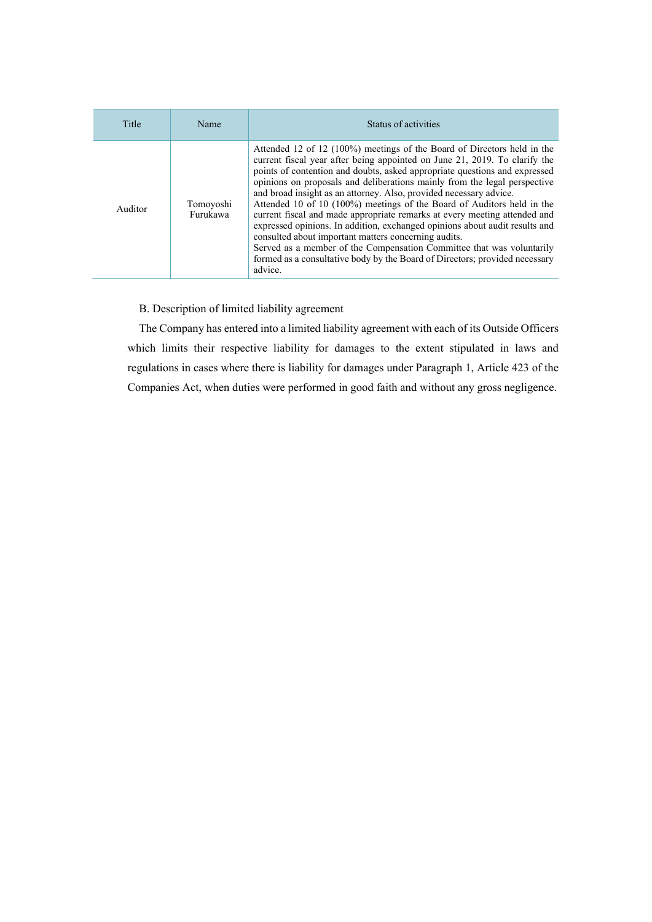| Title | Name | Status of activities |
|---|---|---|
| Auditor | Tomoyoshi Furukawa | Attended 12 of 12 (100%) meetings of the Board of Directors held in the current fiscal year after being appointed on June 21, 2019. To clarify the points of contention and doubts, asked appropriate questions and expressed opinions on proposals and deliberations mainly from the legal perspective and broad insight as an attorney. Also, provided necessary advice. Attended 10 of 10 (100%) meetings of the Board of Auditors held in the current fiscal and made appropriate remarks at every meeting attended and expressed opinions. In addition, exchanged opinions about audit results and consulted about important matters concerning audits. Served as a member of the Compensation Committee that was voluntarily formed as a consultative body by the Board of Directors; provided necessary advice. |

B. Description of limited liability agreement

The Company has entered into a limited liability agreement with each of its Outside Officers which limits their respective liability for damages to the extent stipulated in laws and regulations in cases where there is liability for damages under Paragraph 1, Article 423 of the Companies Act, when duties were performed in good faith and without any gross negligence.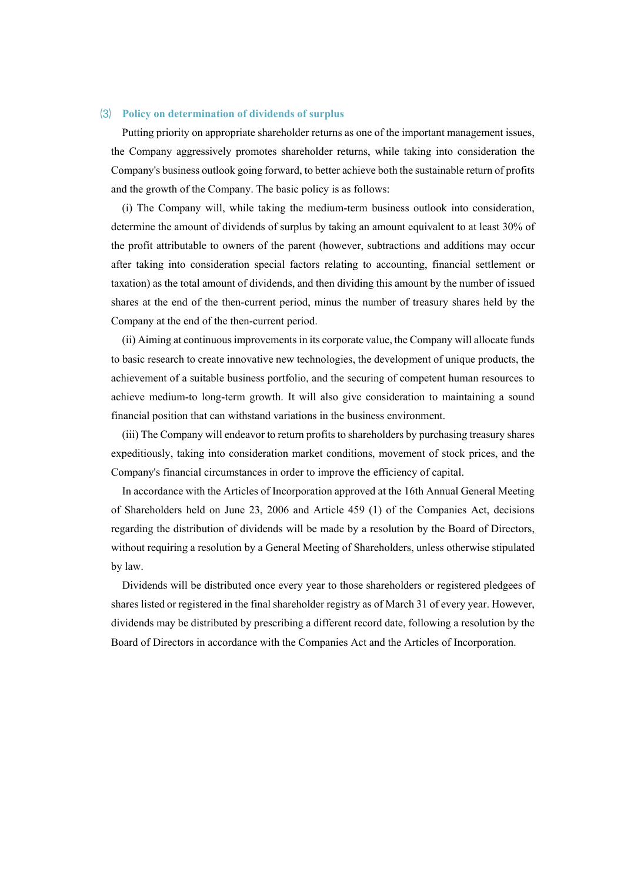### (3) Policy on determination of dividends of surplus

Putting priority on appropriate shareholder returns as one of the important management issues, the Company aggressively promotes shareholder returns, while taking into consideration the Company's business outlook going forward, to better achieve both the sustainable return of profits and the growth of the Company. The basic policy is as follows:

(i) The Company will, while taking the medium-term business outlook into consideration, determine the amount of dividends of surplus by taking an amount equivalent to at least 30% of the profit attributable to owners of the parent (however, subtractions and additions may occur after taking into consideration special factors relating to accounting, financial settlement or taxation) as the total amount of dividends, and then dividing this amount by the number of issued shares at the end of the then-current period, minus the number of treasury shares held by the Company at the end of the then-current period.

(ii) Aiming at continuous improvements in its corporate value, the Company will allocate funds to basic research to create innovative new technologies, the development of unique products, the achievement of a suitable business portfolio, and the securing of competent human resources to achieve medium-to long-term growth. It will also give consideration to maintaining a sound financial position that can withstand variations in the business environment.

(iii) The Company will endeavor to return profits to shareholders by purchasing treasury shares expeditiously, taking into consideration market conditions, movement of stock prices, and the Company's financial circumstances in order to improve the efficiency of capital.

In accordance with the Articles of Incorporation approved at the 16th Annual General Meeting of Shareholders held on June 23, 2006 and Article 459 (1) of the Companies Act, decisions regarding the distribution of dividends will be made by a resolution by the Board of Directors, without requiring a resolution by a General Meeting of Shareholders, unless otherwise stipulated by law.

Dividends will be distributed once every year to those shareholders or registered pledgees of shares listed or registered in the final shareholder registry as of March 31 of every year. However, dividends may be distributed by prescribing a different record date, following a resolution by the Board of Directors in accordance with the Companies Act and the Articles of Incorporation.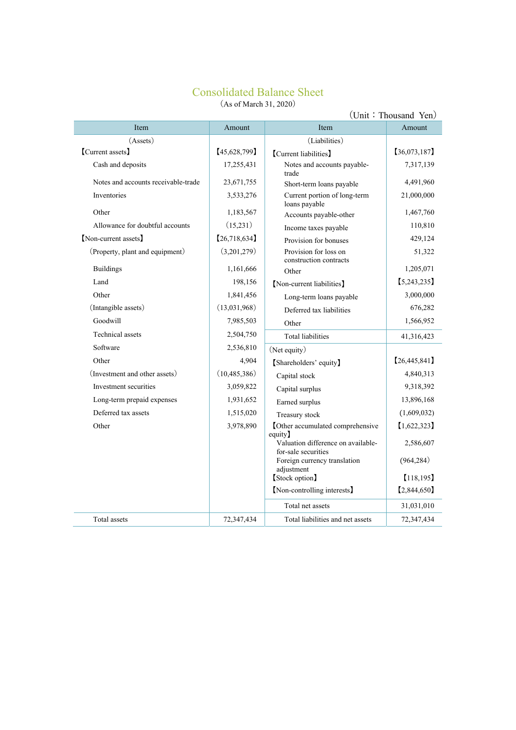# Consolidated Balance Sheet

（As of March 31, 2020）

（Unit：Thousand Yen）

| Item | Amount | Item | Amount |
|---|---|---|---|
| （Assets） | | （Liabilities） | |
| 【Current assets】 | 【45,628,799】 | 【Current liabilities】 | 【36,073,187】 |
| Cash and deposits | 17,255,431 | Notes and accounts payable-trade | 7,317,139 |
| Notes and accounts receivable-trade | 23,671,755 | Short-term loans payable | 4,491,960 |
| Inventories | 3,533,276 | Current portion of long-term loans payable | 21,000,000 |
| Other | 1,183,567 | Accounts payable-other | 1,467,760 |
| Allowance for doubtful accounts | （15,231） | Income taxes payable | 110,810 |
| 【Non-current assets】 | 【26,718,634】 | Provision for bonuses | 429,124 |
| （Property, plant and equipment） | （3,201,279） | Provision for loss on construction contracts | 51,322 |
| Buildings | 1,161,666 | Other | 1,205,071 |
| Land | 198,156 | 【Non-current liabilities】 | 【5,243,235】 |
| Other | 1,841,456 | Long-term loans payable | 3,000,000 |
| （Intangible assets） | （13,031,968） | Deferred tax liabilities | 676,282 |
| Goodwill | 7,985,503 | Other | 1,566,952 |
| Technical assets | 2,504,750 | Total liabilities | 41,316,423 |
| Software | 2,536,810 | （Net equity） | |
| Other | 4,904 | 【Shareholders' equity】 | 【26,445,841】 |
| （Investment and other assets） | （10,485,386） | Capital stock | 4,840,313 |
| Investment securities | 3,059,822 | Capital surplus | 9,318,392 |
| Long-term prepaid expenses | 1,931,652 | Earned surplus | 13,896,168 |
| Deferred tax assets | 1,515,020 | Treasury stock | (1,609,032) |
| Other | 3,978,890 | 【Other accumulated comprehensive equity】 | 【1,622,323】 |
| | | Valuation difference on available-for-sale securities | 2,586,607 |
| | | Foreign currency translation adjustment | (964,284） |
| | | 【Stock option】 | 【118,195】 |
| | | 【Non-controlling interests】 | 【2,844,650】 |
| | | Total net assets | 31,031,010 |
| Total assets | 72,347,434 | Total liabilities and net assets | 72,347,434 |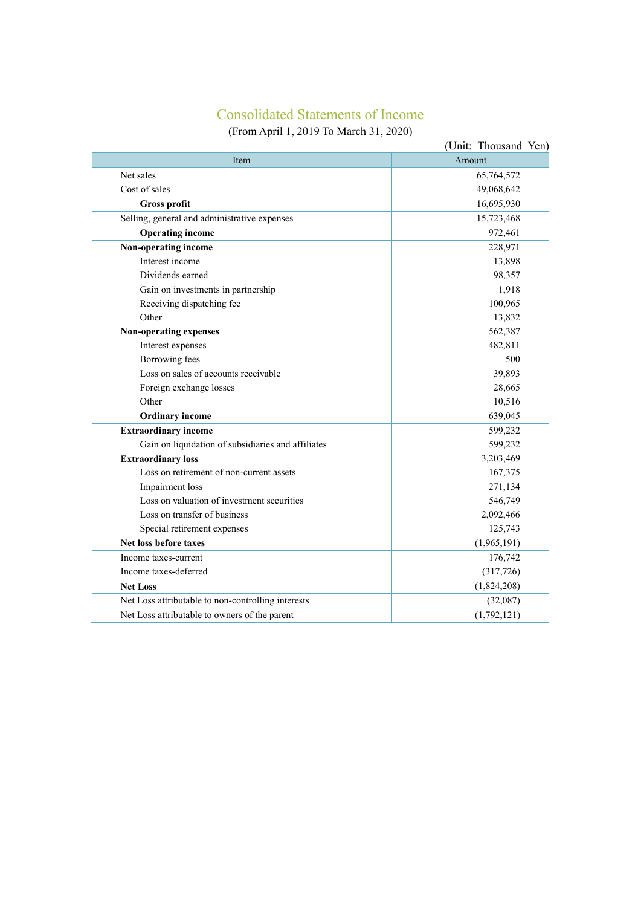# Consolidated Statements of Income

(From April 1, 2019 To March 31, 2020)

(Unit: Thousand Yen)

| Item | Amount |
|---|---|
| Net sales | 65,764,572 |
| Cost of sales | 49,068,642 |
| **Gross profit** | 16,695,930 |
| Selling, general and administrative expenses | 15,723,468 |
| **Operating income** | 972,461 |
| **Non-operating income** | 228,971 |
| Interest income | 13,898 |
| Dividends earned | 98,357 |
| Gain on investments in partnership | 1,918 |
| Receiving dispatching fee | 100,965 |
| Other | 13,832 |
| **Non-operating expenses** | 562,387 |
| Interest expenses | 482,811 |
| Borrowing fees | 500 |
| Loss on sales of accounts receivable | 39,893 |
| Foreign exchange losses | 28,665 |
| Other | 10,516 |
| **Ordinary income** | 639,045 |
| **Extraordinary income** | 599,232 |
| Gain on liquidation of subsidiaries and affiliates | 599,232 |
| **Extraordinary loss** | 3,203,469 |
| Loss on retirement of non-current assets | 167,375 |
| Impairment loss | 271,134 |
| Loss on valuation of investment securities | 546,749 |
| Loss on transfer of business | 2,092,466 |
| Special retirement expenses | 125,743 |
| **Net loss before taxes** | (1,965,191) |
| Income taxes-current | 176,742 |
| Income taxes-deferred | (317,726) |
| **Net Loss** | (1,824,208) |
| Net Loss attributable to non-controlling interests | (32,087) |
| Net Loss attributable to owners of the parent | (1,792,121) |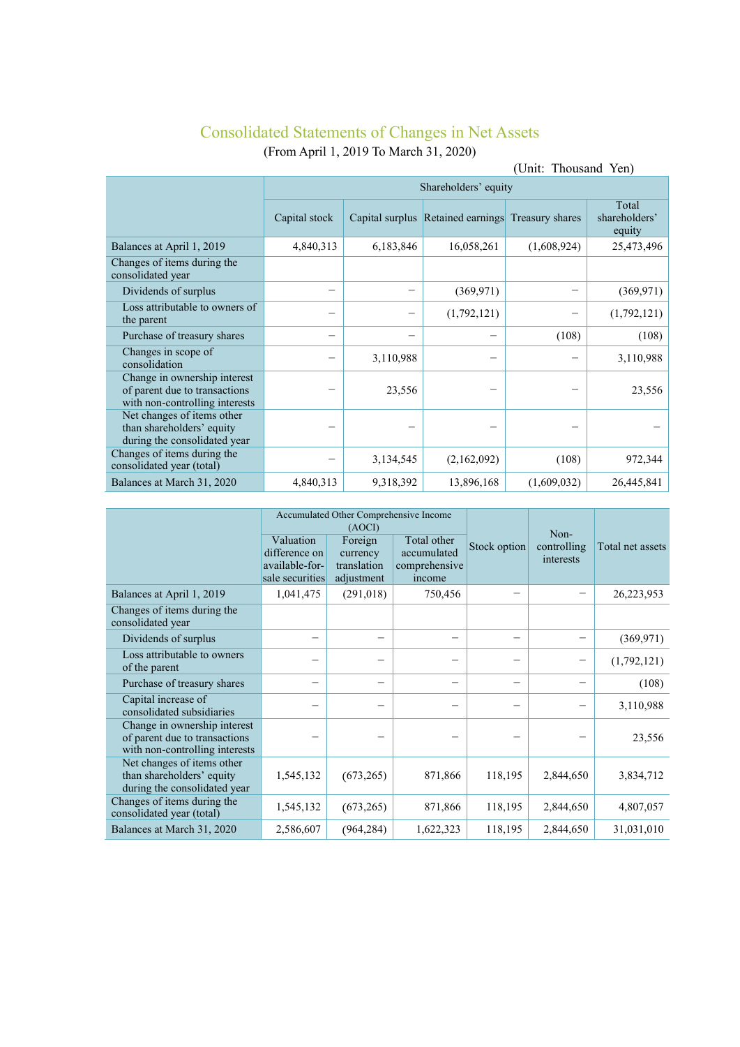## Consolidated Statements of Changes in Net Assets

(From April 1, 2019 To March 31, 2020)

(Unit: Thousand Yen)

| | Shareholders' equity | | | | |
|---|---|---|---|---|---|
| | Capital stock | Capital surplus | Retained earnings | Treasury shares | Total shareholders' equity |
| Balances at April 1, 2019 | 4,840,313 | 6,183,846 | 16,058,261 | (1,608,924) | 25,473,496 |
| Changes of items during the consolidated year | | | | | |
| Dividends of surplus | − | − | (369,971) | − | (369,971) |
| Loss attributable to owners of the parent | − | − | (1,792,121) | − | (1,792,121) |
| Purchase of treasury shares | − | − | − | (108) | (108) |
| Changes in scope of consolidation | − | 3,110,988 | − | − | 3,110,988 |
| Change in ownership interest of parent due to transactions with non-controlling interests | − | 23,556 | − | − | 23,556 |
| Net changes of items other than shareholders' equity during the consolidated year | − | − | − | − | − |
| Changes of items during the consolidated year (total) | − | 3,134,545 | (2,162,092) | (108) | 972,344 |
| Balances at March 31, 2020 | 4,840,313 | 9,318,392 | 13,896,168 | (1,609,032) | 26,445,841 |

| | Accumulated Other Comprehensive Income (AOCI) | | | Stock option | Non-controlling interests | Total net assets |
|---|---|---|---|---|---|---|
| | Valuation difference on available-for-sale securities | Foreign currency translation adjustment | Total other accumulated comprehensive income | | | |
| Balances at April 1, 2019 | 1,041,475 | (291,018) | 750,456 | − | − | 26,223,953 |
| Changes of items during the consolidated year | | | | | | |
| Dividends of surplus | − | − | − | − | − | (369,971) |
| Loss attributable to owners of the parent | − | − | − | − | − | (1,792,121) |
| Purchase of treasury shares | − | − | − | − | − | (108) |
| Capital increase of consolidated subsidiaries | − | − | − | − | − | 3,110,988 |
| Change in ownership interest of parent due to transactions with non-controlling interests | − | − | − | − | − | 23,556 |
| Net changes of items other than shareholders' equity during the consolidated year | 1,545,132 | (673,265) | 871,866 | 118,195 | 2,844,650 | 3,834,712 |
| Changes of items during the consolidated year (total) | 1,545,132 | (673,265) | 871,866 | 118,195 | 2,844,650 | 4,807,057 |
| Balances at March 31, 2020 | 2,586,607 | (964,284) | 1,622,323 | 118,195 | 2,844,650 | 31,031,010 |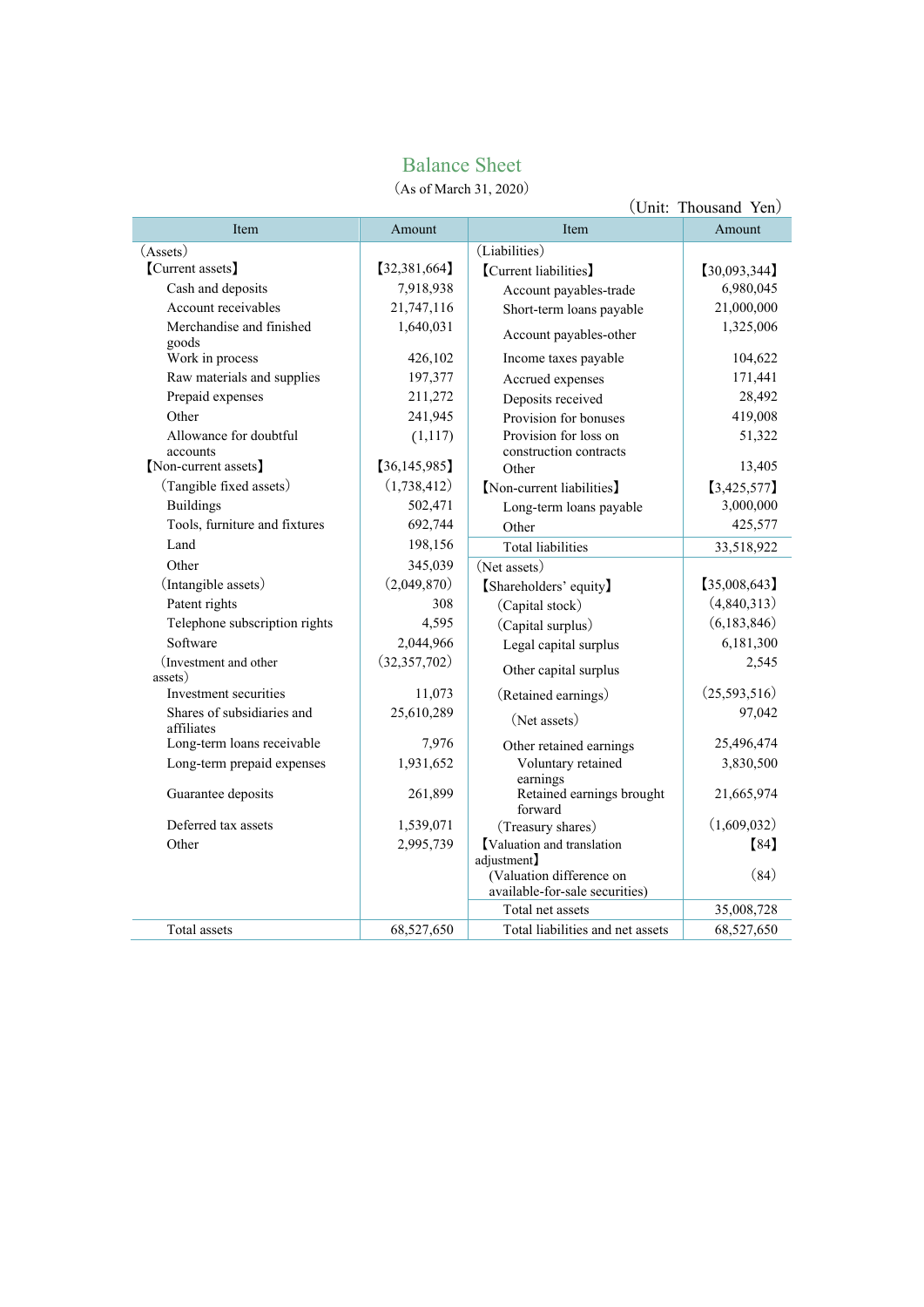# Balance Sheet

(As of March 31, 2020)

(Unit: Thousand Yen)

| Item | Amount | Item | Amount |
|---|---|---|---|
| (Assets) | | (Liabilities) | |
| 【Current assets】 | 【32,381,664】 | 【Current liabilities】 | 【30,093,344】 |
| Cash and deposits | 7,918,938 | Account payables-trade | 6,980,045 |
| Account receivables | 21,747,116 | Short-term loans payable | 21,000,000 |
| Merchandise and finished goods | 1,640,031 | Account payables-other | 1,325,006 |
| Work in process | 426,102 | Income taxes payable | 104,622 |
| Raw materials and supplies | 197,377 | Accrued expenses | 171,441 |
| Prepaid expenses | 211,272 | Deposits received | 28,492 |
| Other | 241,945 | Provision for bonuses | 419,008 |
| Allowance for doubtful accounts | (1,117) | Provision for loss on construction contracts | 51,322 |
| 【Non-current assets】 | 【36,145,985】 | Other | 13,405 |
| (Tangible fixed assets) | (1,738,412) | 【Non-current liabilities】 | 【3,425,577】 |
| Buildings | 502,471 | Long-term loans payable | 3,000,000 |
| Tools, furniture and fixtures | 692,744 | Other | 425,577 |
| Land | 198,156 | Total liabilities | 33,518,922 |
| Other | 345,039 | (Net assets) | |
| (Intangible assets) | (2,049,870) | 【Shareholders' equity】 | 【35,008,643】 |
| Patent rights | 308 | (Capital stock) | (4,840,313) |
| Telephone subscription rights | 4,595 | (Capital surplus) | (6,183,846) |
| Software | 2,044,966 | Legal capital surplus | 6,181,300 |
| (Investment and other assets) | (32,357,702) | Other capital surplus | 2,545 |
| Investment securities | 11,073 | (Retained earnings) | (25,593,516) |
| Shares of subsidiaries and affiliates | 25,610,289 | (Net assets) | 97,042 |
| Long-term loans receivable | 7,976 | Other retained earnings | 25,496,474 |
| Long-term prepaid expenses | 1,931,652 | Voluntary retained earnings | 3,830,500 |
| Guarantee deposits | 261,899 | Retained earnings brought forward | 21,665,974 |
| Deferred tax assets | 1,539,071 | (Treasury shares) | (1,609,032) |
| Other | 2,995,739 | 【Valuation and translation adjustment】 | 【84】 |
| | | (Valuation difference on available-for-sale securities) | (84) |
| | | Total net assets | 35,008,728 |
| Total assets | 68,527,650 | Total liabilities and net assets | 68,527,650 |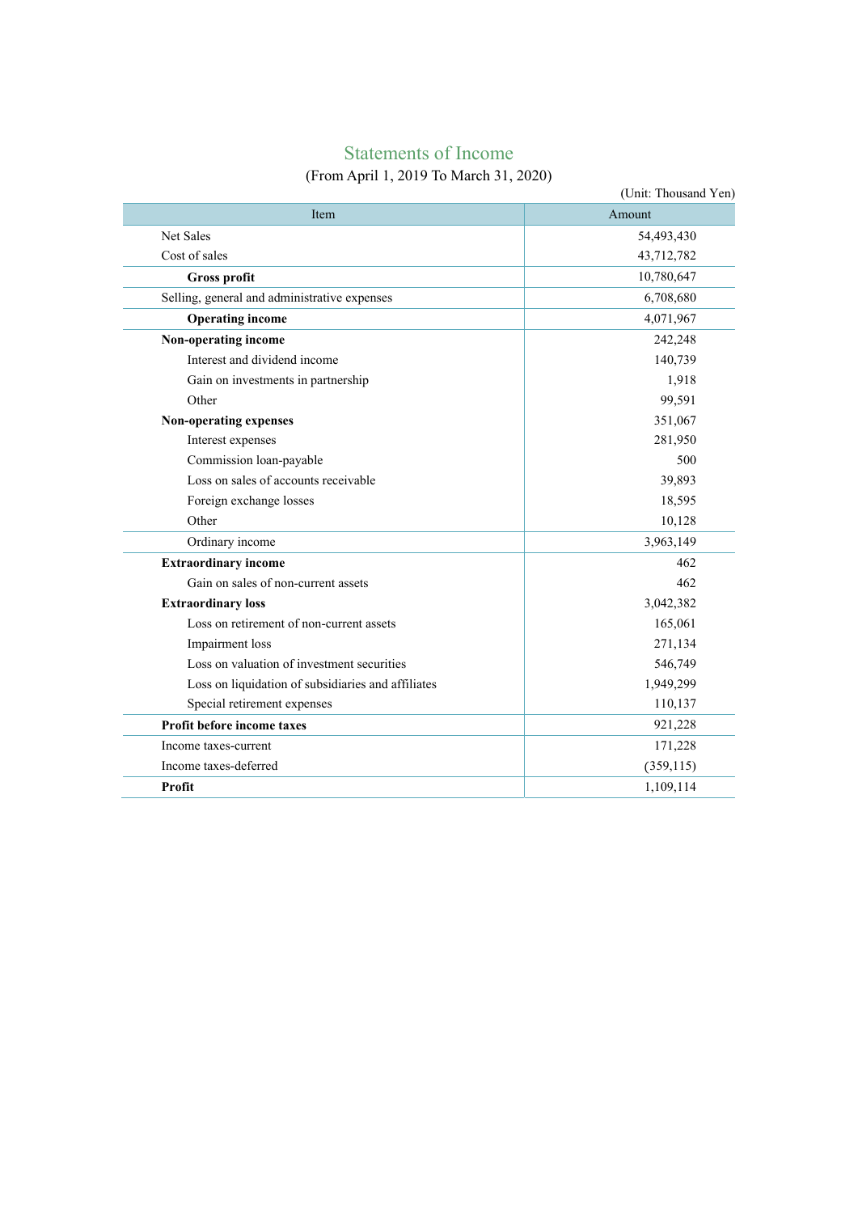## Statements of Income

(From April 1, 2019 To March 31, 2020)

(Unit: Thousand Yen)

| Item | Amount |
|---|---|
| Net Sales | 54,493,430 |
| Cost of sales | 43,712,782 |
| **Gross profit** | 10,780,647 |
| Selling, general and administrative expenses | 6,708,680 |
| **Operating income** | 4,071,967 |
| **Non-operating income** | 242,248 |
| Interest and dividend income | 140,739 |
| Gain on investments in partnership | 1,918 |
| Other | 99,591 |
| **Non-operating expenses** | 351,067 |
| Interest expenses | 281,950 |
| Commission loan-payable | 500 |
| Loss on sales of accounts receivable | 39,893 |
| Foreign exchange losses | 18,595 |
| Other | 10,128 |
| Ordinary income | 3,963,149 |
| **Extraordinary income** | 462 |
| Gain on sales of non-current assets | 462 |
| **Extraordinary loss** | 3,042,382 |
| Loss on retirement of non-current assets | 165,061 |
| Impairment loss | 271,134 |
| Loss on valuation of investment securities | 546,749 |
| Loss on liquidation of subsidiaries and affiliates | 1,949,299 |
| Special retirement expenses | 110,137 |
| **Profit before income taxes** | 921,228 |
| Income taxes-current | 171,228 |
| Income taxes-deferred | (359,115) |
| **Profit** | 1,109,114 |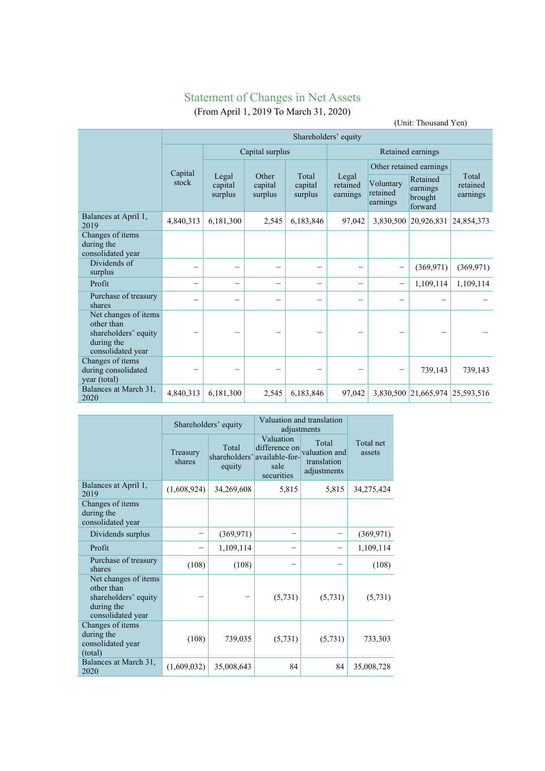# Statement of Changes in Net Assets

(From April 1, 2019 To March 31, 2020)

(Unit: Thousand Yen)

| | Shareholders' equity | | | | | | | |
|---|---|---|---|---|---|---|---|---|
| | Capital stock | Capital surplus | | | Retained earnings | | | |
| | | Legal capital surplus | Other capital surplus | Total capital surplus | Legal retained earnings | Other retained earnings | | Total retained earnings |
| | | | | | | Voluntary retained earnings | Retained earnings brought forward | |
| Balances at April 1, 2019 | 4,840,313 | 6,181,300 | 2,545 | 6,183,846 | 97,042 | 3,830,500 | 20,926,831 | 24,854,373 |
| Changes of items during the consolidated year | | | | | | | | |
| Dividends of surplus | – | – | – | – | – | – | (369,971) | (369,971) |
| Profit | – | – | – | – | – | – | 1,109,114 | 1,109,114 |
| Purchase of treasury shares | – | – | – | – | – | – | – | – |
| Net changes of items other than shareholders' equity during the consolidated year | – | – | – | – | – | – | – | – |
| Changes of items during consolidated year (total) | – | – | – | – | – | – | 739,143 | 739,143 |
| Balances at March 31, 2020 | 4,840,313 | 6,181,300 | 2,545 | 6,183,846 | 97,042 | 3,830,500 | 21,665,974 | 25,593,516 |

| | Shareholders' equity | | Valuation and translation adjustments | | Total net assets |
|---|---|---|---|---|---|
| | Treasury shares | Total shareholders' equity | Valuation difference on available-for-sale securities | Total valuation and translation adjustments | |
| Balances at April 1, 2019 | (1,608,924) | 34,269,608 | 5,815 | 5,815 | 34,275,424 |
| Changes of items during the consolidated year | | | | | |
| Dividends surplus | – | (369,971) | – | – | (369,971) |
| Profit | – | 1,109,114 | – | – | 1,109,114 |
| Purchase of treasury shares | (108) | (108) | – | – | (108) |
| Net changes of items other than shareholders' equity during the consolidated year | – | – | (5,731) | (5,731) | (5,731) |
| Changes of items during the consolidated year (total) | (108) | 739,035 | (5,731) | (5,731) | 733,303 |
| Balances at March 31, 2020 | (1,609,032) | 35,008,643 | 84 | 84 | 35,008,728 |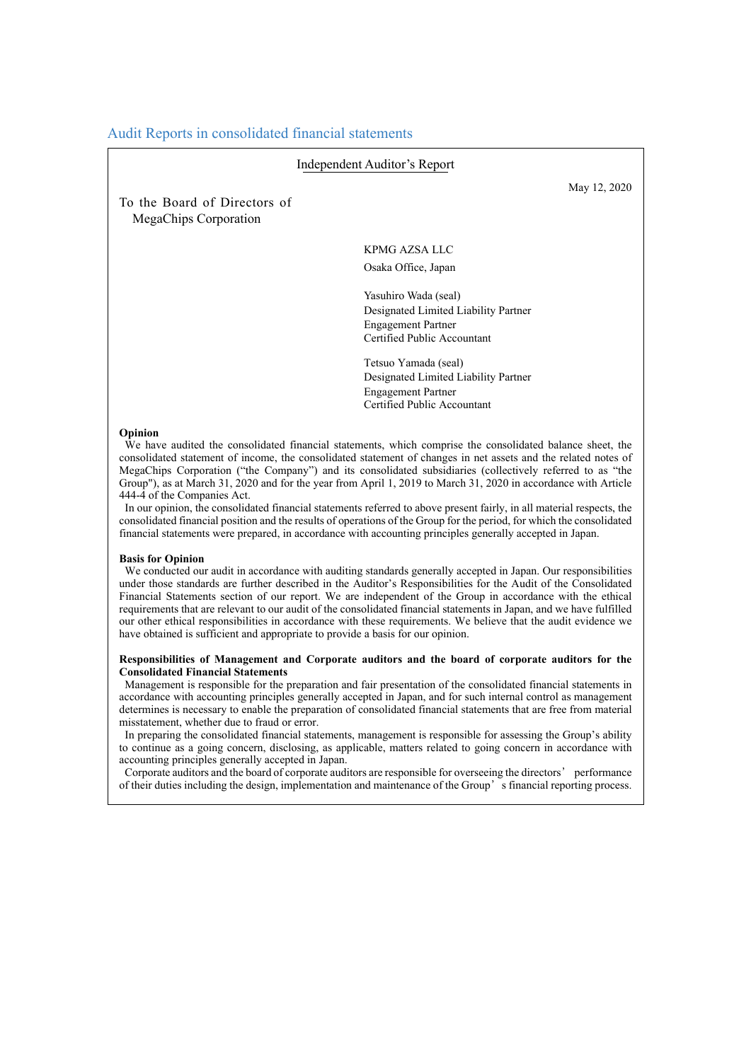## Audit Reports in consolidated financial statements

### Independent Auditor's Report

May 12, 2020

To the Board of Directors of
MegaChips Corporation

KPMG AZSA LLC
Osaka Office, Japan

Yasuhiro Wada (seal)
Designated Limited Liability Partner
Engagement Partner
Certified Public Accountant

Tetsuo Yamada (seal)
Designated Limited Liability Partner
Engagement Partner
Certified Public Accountant

**Opinion**

We have audited the consolidated financial statements, which comprise the consolidated balance sheet, the consolidated statement of income, the consolidated statement of changes in net assets and the related notes of MegaChips Corporation ("the Company") and its consolidated subsidiaries (collectively referred to as "the Group"), as at March 31, 2020 and for the year from April 1, 2019 to March 31, 2020 in accordance with Article 444-4 of the Companies Act.

In our opinion, the consolidated financial statements referred to above present fairly, in all material respects, the consolidated financial position and the results of operations of the Group for the period, for which the consolidated financial statements were prepared, in accordance with accounting principles generally accepted in Japan.

**Basis for Opinion**

We conducted our audit in accordance with auditing standards generally accepted in Japan. Our responsibilities under those standards are further described in the Auditor's Responsibilities for the Audit of the Consolidated Financial Statements section of our report. We are independent of the Group in accordance with the ethical requirements that are relevant to our audit of the consolidated financial statements in Japan, and we have fulfilled our other ethical responsibilities in accordance with these requirements. We believe that the audit evidence we have obtained is sufficient and appropriate to provide a basis for our opinion.

**Responsibilities of Management and Corporate auditors and the board of corporate auditors for the Consolidated Financial Statements**

Management is responsible for the preparation and fair presentation of the consolidated financial statements in accordance with accounting principles generally accepted in Japan, and for such internal control as management determines is necessary to enable the preparation of consolidated financial statements that are free from material misstatement, whether due to fraud or error.

In preparing the consolidated financial statements, management is responsible for assessing the Group's ability to continue as a going concern, disclosing, as applicable, matters related to going concern in accordance with accounting principles generally accepted in Japan.

Corporate auditors and the board of corporate auditors are responsible for overseeing the directors' performance of their duties including the design, implementation and maintenance of the Group's financial reporting process.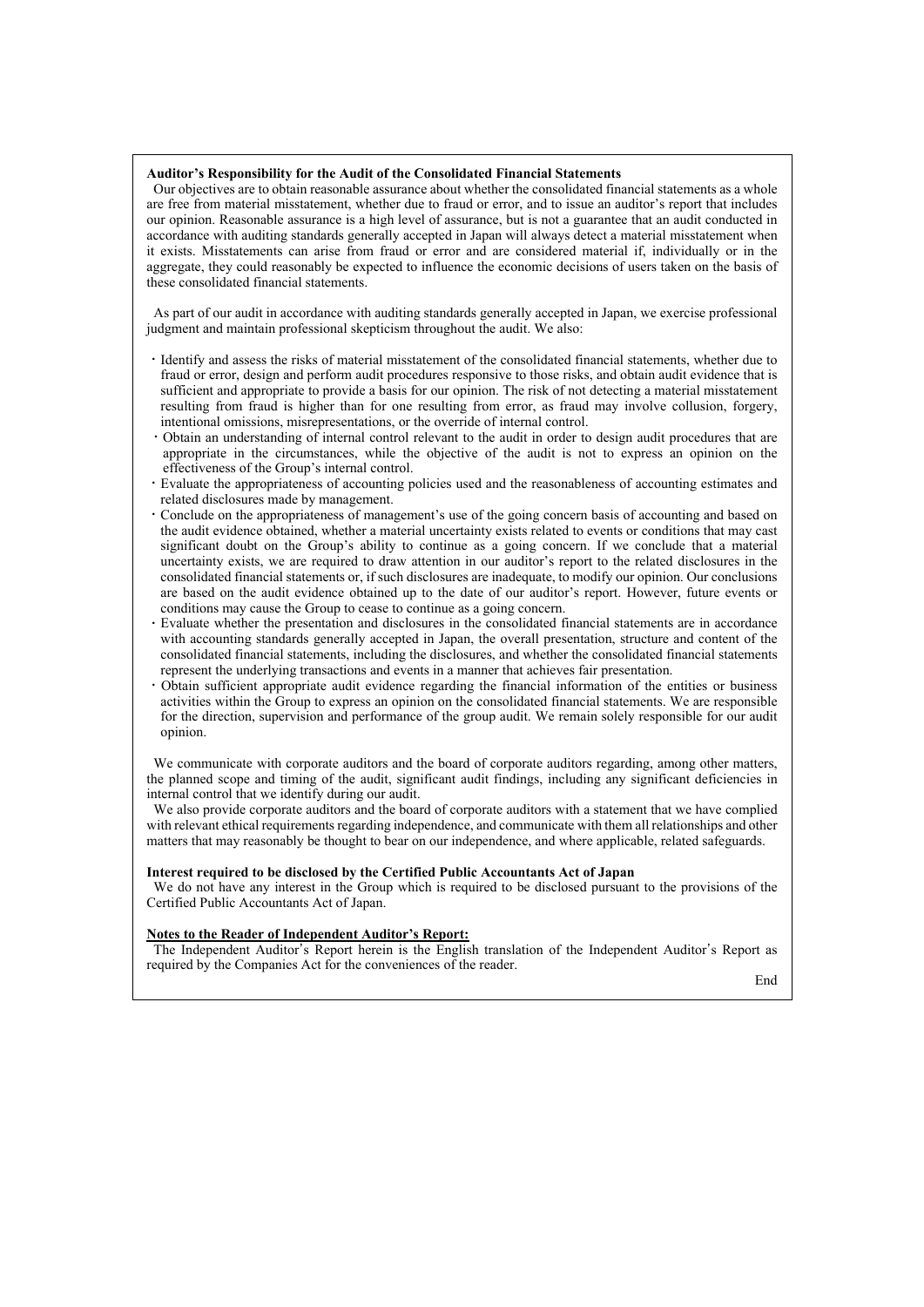**Auditor's Responsibility for the Audit of the Consolidated Financial Statements**

Our objectives are to obtain reasonable assurance about whether the consolidated financial statements as a whole are free from material misstatement, whether due to fraud or error, and to issue an auditor's report that includes our opinion. Reasonable assurance is a high level of assurance, but is not a guarantee that an audit conducted in accordance with auditing standards generally accepted in Japan will always detect a material misstatement when it exists. Misstatements can arise from fraud or error and are considered material if, individually or in the aggregate, they could reasonably be expected to influence the economic decisions of users taken on the basis of these consolidated financial statements.

As part of our audit in accordance with auditing standards generally accepted in Japan, we exercise professional judgment and maintain professional skepticism throughout the audit. We also:

- Identify and assess the risks of material misstatement of the consolidated financial statements, whether due to fraud or error, design and perform audit procedures responsive to those risks, and obtain audit evidence that is sufficient and appropriate to provide a basis for our opinion. The risk of not detecting a material misstatement resulting from fraud is higher than for one resulting from error, as fraud may involve collusion, forgery, intentional omissions, misrepresentations, or the override of internal control.
- Obtain an understanding of internal control relevant to the audit in order to design audit procedures that are appropriate in the circumstances, while the objective of the audit is not to express an opinion on the effectiveness of the Group's internal control.
- Evaluate the appropriateness of accounting policies used and the reasonableness of accounting estimates and related disclosures made by management.
- Conclude on the appropriateness of management's use of the going concern basis of accounting and based on the audit evidence obtained, whether a material uncertainty exists related to events or conditions that may cast significant doubt on the Group's ability to continue as a going concern. If we conclude that a material uncertainty exists, we are required to draw attention in our auditor's report to the related disclosures in the consolidated financial statements or, if such disclosures are inadequate, to modify our opinion. Our conclusions are based on the audit evidence obtained up to the date of our auditor's report. However, future events or conditions may cause the Group to cease to continue as a going concern.
- Evaluate whether the presentation and disclosures in the consolidated financial statements are in accordance with accounting standards generally accepted in Japan, the overall presentation, structure and content of the consolidated financial statements, including the disclosures, and whether the consolidated financial statements represent the underlying transactions and events in a manner that achieves fair presentation.
- Obtain sufficient appropriate audit evidence regarding the financial information of the entities or business activities within the Group to express an opinion on the consolidated financial statements. We are responsible for the direction, supervision and performance of the group audit. We remain solely responsible for our audit opinion.

We communicate with corporate auditors and the board of corporate auditors regarding, among other matters, the planned scope and timing of the audit, significant audit findings, including any significant deficiencies in internal control that we identify during our audit.

We also provide corporate auditors and the board of corporate auditors with a statement that we have complied with relevant ethical requirements regarding independence, and communicate with them all relationships and other matters that may reasonably be thought to bear on our independence, and where applicable, related safeguards.

**Interest required to be disclosed by the Certified Public Accountants Act of Japan**

We do not have any interest in the Group which is required to be disclosed pursuant to the provisions of the Certified Public Accountants Act of Japan.

**Notes to the Reader of Independent Auditor's Report:**

The Independent Auditor's Report herein is the English translation of the Independent Auditor's Report as required by the Companies Act for the conveniences of the reader.

End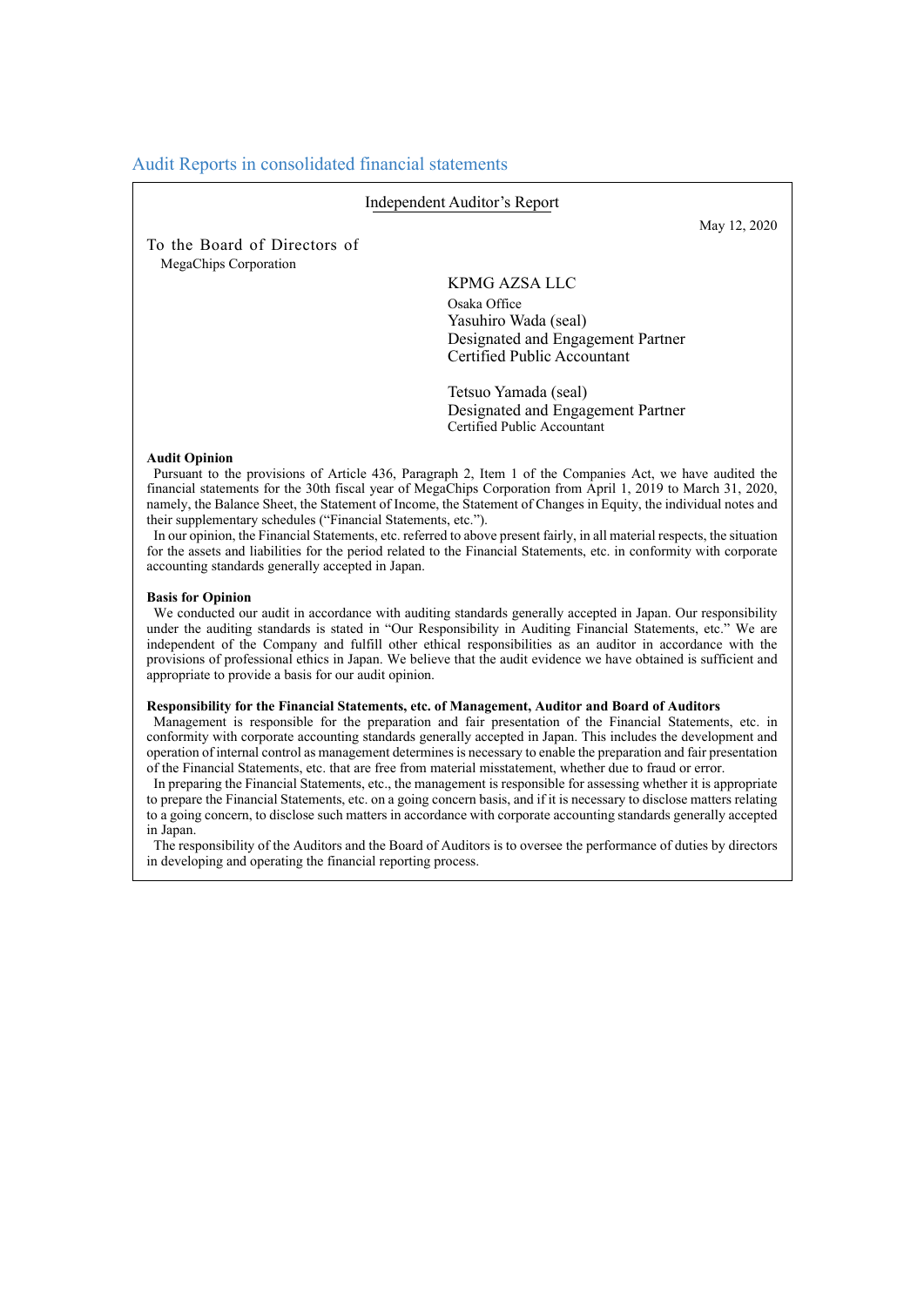## Audit Reports in consolidated financial statements

### Independent Auditor's Report

May 12, 2020

To the Board of Directors of
MegaChips Corporation

KPMG AZSA LLC
Osaka Office
Yasuhiro Wada (seal)
Designated and Engagement Partner
Certified Public Accountant

Tetsuo Yamada (seal)
Designated and Engagement Partner
Certified Public Accountant

**Audit Opinion**

Pursuant to the provisions of Article 436, Paragraph 2, Item 1 of the Companies Act, we have audited the financial statements for the 30th fiscal year of MegaChips Corporation from April 1, 2019 to March 31, 2020, namely, the Balance Sheet, the Statement of Income, the Statement of Changes in Equity, the individual notes and their supplementary schedules ("Financial Statements, etc.").

In our opinion, the Financial Statements, etc. referred to above present fairly, in all material respects, the situation for the assets and liabilities for the period related to the Financial Statements, etc. in conformity with corporate accounting standards generally accepted in Japan.

**Basis for Opinion**

We conducted our audit in accordance with auditing standards generally accepted in Japan. Our responsibility under the auditing standards is stated in "Our Responsibility in Auditing Financial Statements, etc." We are independent of the Company and fulfill other ethical responsibilities as an auditor in accordance with the provisions of professional ethics in Japan. We believe that the audit evidence we have obtained is sufficient and appropriate to provide a basis for our audit opinion.

**Responsibility for the Financial Statements, etc. of Management, Auditor and Board of Auditors**

Management is responsible for the preparation and fair presentation of the Financial Statements, etc. in conformity with corporate accounting standards generally accepted in Japan. This includes the development and operation of internal control as management determines is necessary to enable the preparation and fair presentation of the Financial Statements, etc. that are free from material misstatement, whether due to fraud or error.

In preparing the Financial Statements, etc., the management is responsible for assessing whether it is appropriate to prepare the Financial Statements, etc. on a going concern basis, and if it is necessary to disclose matters relating to a going concern, to disclose such matters in accordance with corporate accounting standards generally accepted in Japan.

The responsibility of the Auditors and the Board of Auditors is to oversee the performance of duties by directors in developing and operating the financial reporting process.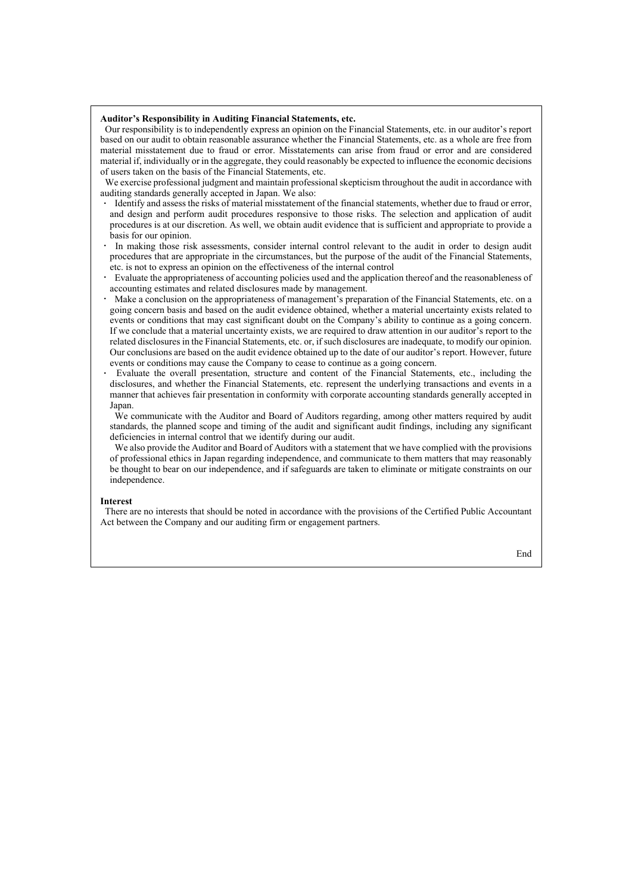**Auditor's Responsibility in Auditing Financial Statements, etc.**

Our responsibility is to independently express an opinion on the Financial Statements, etc. in our auditor's report based on our audit to obtain reasonable assurance whether the Financial Statements, etc. as a whole are free from material misstatement due to fraud or error. Misstatements can arise from fraud or error and are considered material if, individually or in the aggregate, they could reasonably be expected to influence the economic decisions of users taken on the basis of the Financial Statements, etc.

We exercise professional judgment and maintain professional skepticism throughout the audit in accordance with auditing standards generally accepted in Japan. We also:

- Identify and assess the risks of material misstatement of the financial statements, whether due to fraud or error, and design and perform audit procedures responsive to those risks. The selection and application of audit procedures is at our discretion. As well, we obtain audit evidence that is sufficient and appropriate to provide a basis for our opinion.
- In making those risk assessments, consider internal control relevant to the audit in order to design audit procedures that are appropriate in the circumstances, but the purpose of the audit of the Financial Statements, etc. is not to express an opinion on the effectiveness of the internal control
- Evaluate the appropriateness of accounting policies used and the application thereof and the reasonableness of accounting estimates and related disclosures made by management.
- Make a conclusion on the appropriateness of management's preparation of the Financial Statements, etc. on a going concern basis and based on the audit evidence obtained, whether a material uncertainty exists related to events or conditions that may cast significant doubt on the Company's ability to continue as a going concern. If we conclude that a material uncertainty exists, we are required to draw attention in our auditor's report to the related disclosures in the Financial Statements, etc. or, if such disclosures are inadequate, to modify our opinion. Our conclusions are based on the audit evidence obtained up to the date of our auditor's report. However, future events or conditions may cause the Company to cease to continue as a going concern.
- Evaluate the overall presentation, structure and content of the Financial Statements, etc., including the disclosures, and whether the Financial Statements, etc. represent the underlying transactions and events in a manner that achieves fair presentation in conformity with corporate accounting standards generally accepted in Japan.

We communicate with the Auditor and Board of Auditors regarding, among other matters required by audit standards, the planned scope and timing of the audit and significant audit findings, including any significant deficiencies in internal control that we identify during our audit.

We also provide the Auditor and Board of Auditors with a statement that we have complied with the provisions of professional ethics in Japan regarding independence, and communicate to them matters that may reasonably be thought to bear on our independence, and if safeguards are taken to eliminate or mitigate constraints on our independence.

**Interest**

There are no interests that should be noted in accordance with the provisions of the Certified Public Accountant Act between the Company and our auditing firm or engagement partners.

End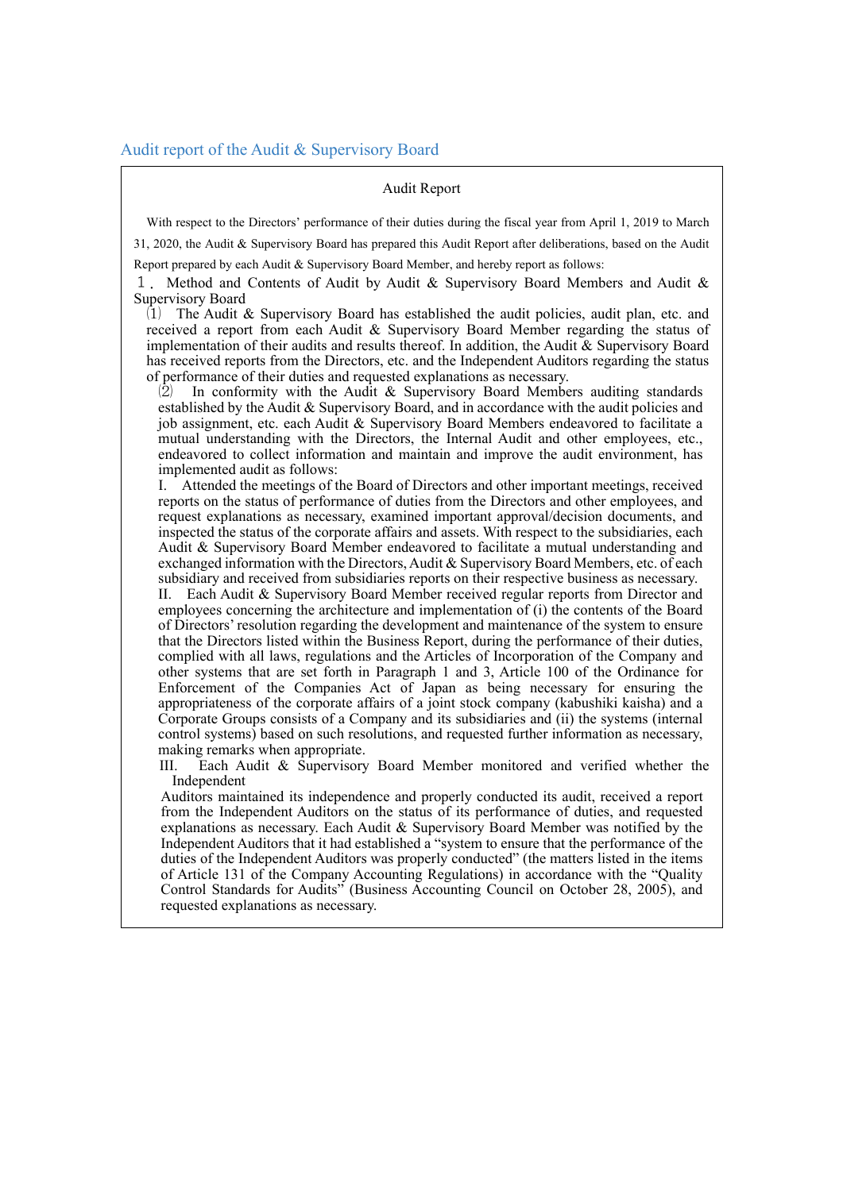## Audit report of the Audit & Supervisory Board

Audit Report

With respect to the Directors' performance of their duties during the fiscal year from April 1, 2019 to March 31, 2020, the Audit & Supervisory Board has prepared this Audit Report after deliberations, based on the Audit Report prepared by each Audit & Supervisory Board Member, and hereby report as follows:

１． Method and Contents of Audit by Audit & Supervisory Board Members and Audit & Supervisory Board

⑴ The Audit & Supervisory Board has established the audit policies, audit plan, etc. and received a report from each Audit & Supervisory Board Member regarding the status of implementation of their audits and results thereof. In addition, the Audit & Supervisory Board has received reports from the Directors, etc. and the Independent Auditors regarding the status of performance of their duties and requested explanations as necessary.

⑵ In conformity with the Audit & Supervisory Board Members auditing standards established by the Audit & Supervisory Board, and in accordance with the audit policies and job assignment, etc. each Audit & Supervisory Board Members endeavored to facilitate a mutual understanding with the Directors, the Internal Audit and other employees, etc., endeavored to collect information and maintain and improve the audit environment, has implemented audit as follows:

I. Attended the meetings of the Board of Directors and other important meetings, received reports on the status of performance of duties from the Directors and other employees, and request explanations as necessary, examined important approval/decision documents, and inspected the status of the corporate affairs and assets. With respect to the subsidiaries, each Audit & Supervisory Board Member endeavored to facilitate a mutual understanding and exchanged information with the Directors, Audit & Supervisory Board Members, etc. of each subsidiary and received from subsidiaries reports on their respective business as necessary.

II. Each Audit & Supervisory Board Member received regular reports from Director and employees concerning the architecture and implementation of (i) the contents of the Board of Directors' resolution regarding the development and maintenance of the system to ensure that the Directors listed within the Business Report, during the performance of their duties, complied with all laws, regulations and the Articles of Incorporation of the Company and other systems that are set forth in Paragraph 1 and 3, Article 100 of the Ordinance for Enforcement of the Companies Act of Japan as being necessary for ensuring the appropriateness of the corporate affairs of a joint stock company (kabushiki kaisha) and a Corporate Groups consists of a Company and its subsidiaries and (ii) the systems (internal control systems) based on such resolutions, and requested further information as necessary, making remarks when appropriate.

III. Each Audit & Supervisory Board Member monitored and verified whether the Independent Auditors maintained its independence and properly conducted its audit, received a report from the Independent Auditors on the status of its performance of duties, and requested explanations as necessary. Each Audit & Supervisory Board Member was notified by the Independent Auditors that it had established a "system to ensure that the performance of the duties of the Independent Auditors was properly conducted" (the matters listed in the items of Article 131 of the Company Accounting Regulations) in accordance with the "Quality Control Standards for Audits" (Business Accounting Council on October 28, 2005), and requested explanations as necessary.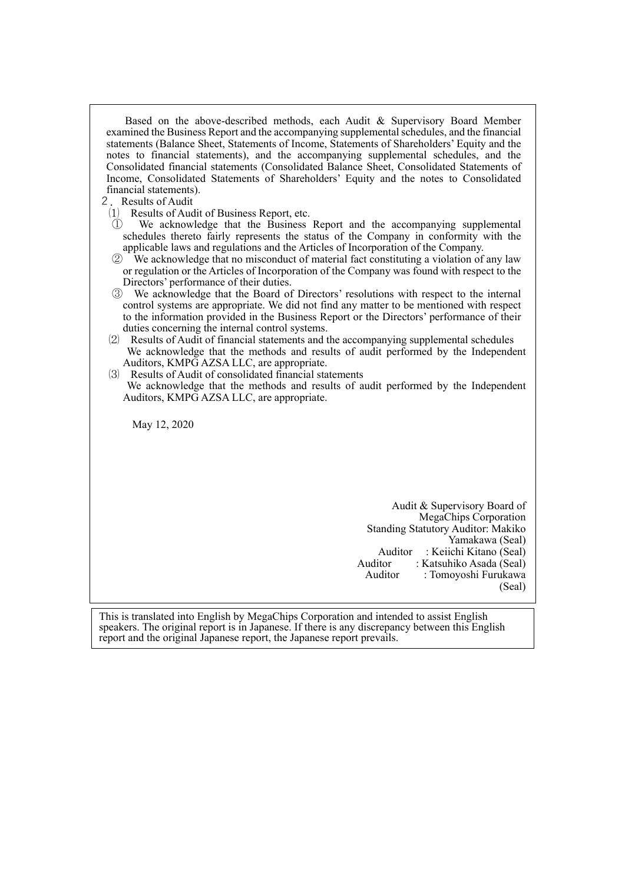Based on the above-described methods, each Audit & Supervisory Board Member examined the Business Report and the accompanying supplemental schedules, and the financial statements (Balance Sheet, Statements of Income, Statements of Shareholders' Equity and the notes to financial statements), and the accompanying supplemental schedules, and the Consolidated financial statements (Consolidated Balance Sheet, Consolidated Statements of Income, Consolidated Statements of Shareholders' Equity and the notes to Consolidated financial statements).

２. Results of Audit

⑴ Results of Audit of Business Report, etc.

① We acknowledge that the Business Report and the accompanying supplemental schedules thereto fairly represents the status of the Company in conformity with the applicable laws and regulations and the Articles of Incorporation of the Company.

② We acknowledge that no misconduct of material fact constituting a violation of any law or regulation or the Articles of Incorporation of the Company was found with respect to the Directors' performance of their duties.

③ We acknowledge that the Board of Directors' resolutions with respect to the internal control systems are appropriate. We did not find any matter to be mentioned with respect to the information provided in the Business Report or the Directors' performance of their duties concerning the internal control systems.

⑵ Results of Audit of financial statements and the accompanying supplemental schedules

We acknowledge that the methods and results of audit performed by the Independent Auditors, KMPG AZSA LLC, are appropriate.

⑶ Results of Audit of consolidated financial statements

We acknowledge that the methods and results of audit performed by the Independent Auditors, KMPG AZSA LLC, are appropriate.

May 12, 2020

Audit & Supervisory Board of MegaChips Corporation
Standing Statutory Auditor: Makiko Yamakawa (Seal)
Auditor : Keiichi Kitano (Seal)
Auditor : Katsuhiko Asada (Seal)
Auditor : Tomoyoshi Furukawa (Seal)

This is translated into English by MegaChips Corporation and intended to assist English speakers. The original report is in Japanese. If there is any discrepancy between this English report and the original Japanese report, the Japanese report prevails.